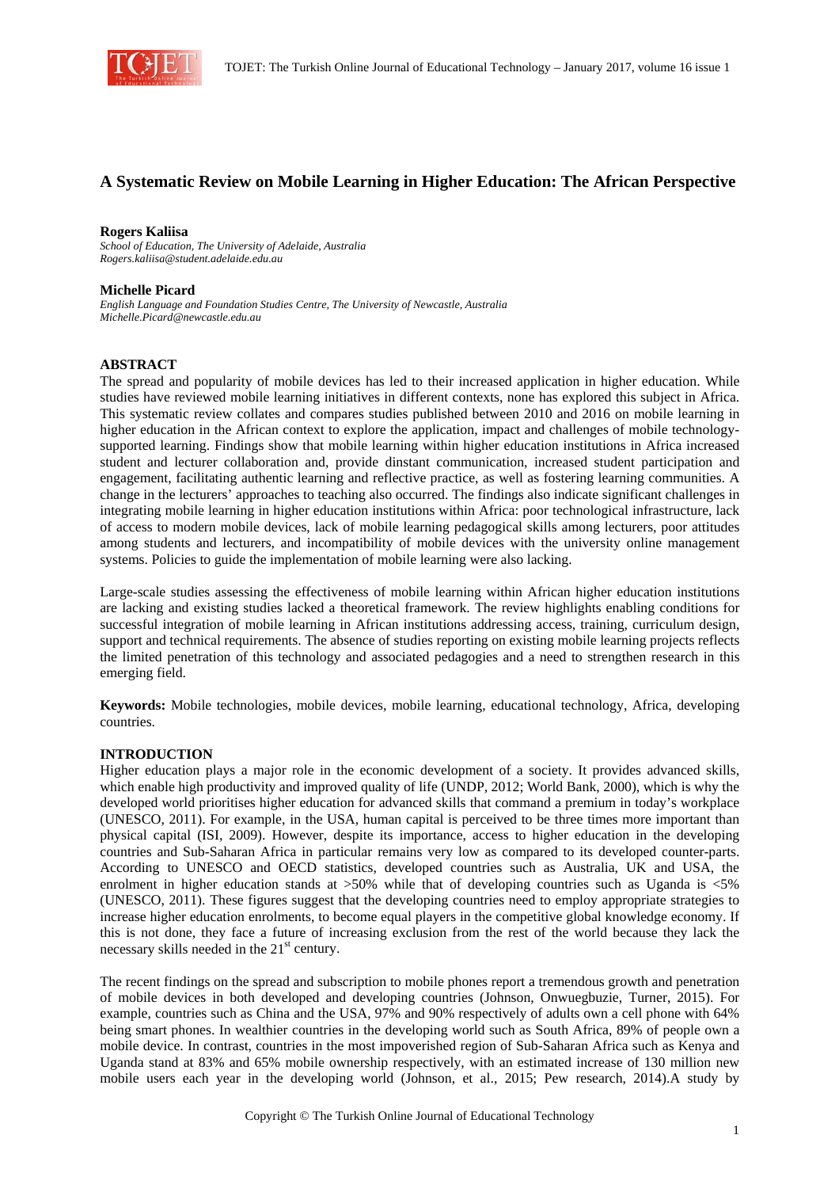# A Systematic Review on Mobile Learning in Higher Education: The African Perspective

**Rogers Kaliisa**
*School of Education, The University of Adelaide, Australia*
*Rogers.kaliisa@student.adelaide.edu.au*

**Michelle Picard**
*English Language and Foundation Studies Centre, The University of Newcastle, Australia*
*Michelle.Picard@newcastle.edu.au*

## ABSTRACT

The spread and popularity of mobile devices has led to their increased application in higher education. While studies have reviewed mobile learning initiatives in different contexts, none has explored this subject in Africa. This systematic review collates and compares studies published between 2010 and 2016 on mobile learning in higher education in the African context to explore the application, impact and challenges of mobile technology-supported learning. Findings show that mobile learning within higher education institutions in Africa increased student and lecturer collaboration and, provide dinstant communication, increased student participation and engagement, facilitating authentic learning and reflective practice, as well as fostering learning communities. A change in the lecturers' approaches to teaching also occurred. The findings also indicate significant challenges in integrating mobile learning in higher education institutions within Africa: poor technological infrastructure, lack of access to modern mobile devices, lack of mobile learning pedagogical skills among lecturers, poor attitudes among students and lecturers, and incompatibility of mobile devices with the university online management systems. Policies to guide the implementation of mobile learning were also lacking.

Large-scale studies assessing the effectiveness of mobile learning within African higher education institutions are lacking and existing studies lacked a theoretical framework. The review highlights enabling conditions for successful integration of mobile learning in African institutions addressing access, training, curriculum design, support and technical requirements. The absence of studies reporting on existing mobile learning projects reflects the limited penetration of this technology and associated pedagogies and a need to strengthen research in this emerging field.

**Keywords:** Mobile technologies, mobile devices, mobile learning, educational technology, Africa, developing countries.

## INTRODUCTION

Higher education plays a major role in the economic development of a society. It provides advanced skills, which enable high productivity and improved quality of life (UNDP, 2012; World Bank, 2000), which is why the developed world prioritises higher education for advanced skills that command a premium in today's workplace (UNESCO, 2011). For example, in the USA, human capital is perceived to be three times more important than physical capital (ISI, 2009). However, despite its importance, access to higher education in the developing countries and Sub-Saharan Africa in particular remains very low as compared to its developed counter-parts. According to UNESCO and OECD statistics, developed countries such as Australia, UK and USA, the enrolment in higher education stands at >50% while that of developing countries such as Uganda is <5% (UNESCO, 2011). These figures suggest that the developing countries need to employ appropriate strategies to increase higher education enrolments, to become equal players in the competitive global knowledge economy. If this is not done, they face a future of increasing exclusion from the rest of the world because they lack the necessary skills needed in the 21$^{st}$ century.

The recent findings on the spread and subscription to mobile phones report a tremendous growth and penetration of mobile devices in both developed and developing countries (Johnson, Onwuegbuzie, Turner, 2015). For example, countries such as China and the USA, 97% and 90% respectively of adults own a cell phone with 64% being smart phones. In wealthier countries in the developing world such as South Africa, 89% of people own a mobile device. In contrast, countries in the most impoverished region of Sub-Saharan Africa such as Kenya and Uganda stand at 83% and 65% mobile ownership respectively, with an estimated increase of 130 million new mobile users each year in the developing world (Johnson, et al., 2015; Pew research, 2014).A study by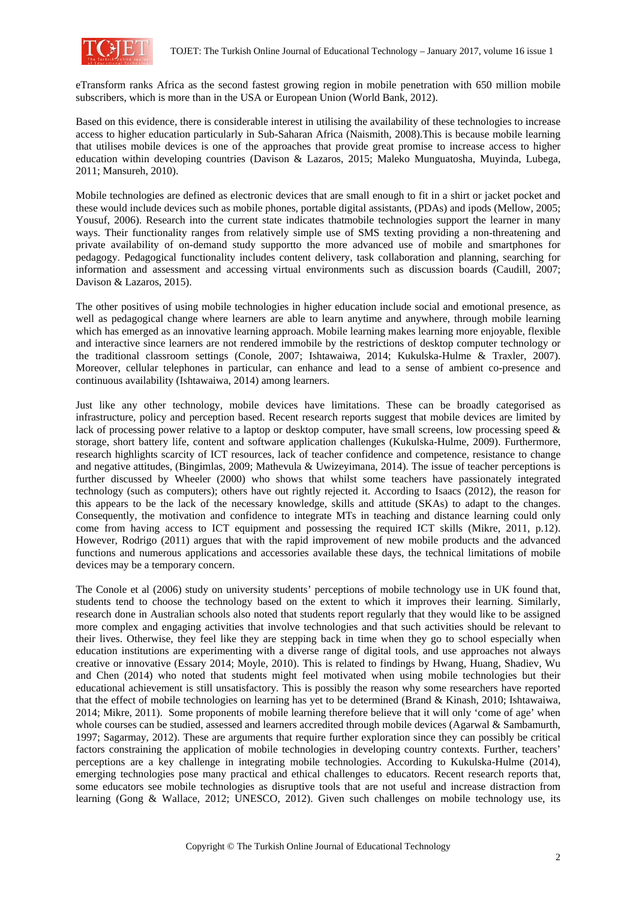eTransform ranks Africa as the second fastest growing region in mobile penetration with 650 million mobile subscribers, which is more than in the USA or European Union (World Bank, 2012).

Based on this evidence, there is considerable interest in utilising the availability of these technologies to increase access to higher education particularly in Sub-Saharan Africa (Naismith, 2008).This is because mobile learning that utilises mobile devices is one of the approaches that provide great promise to increase access to higher education within developing countries (Davison & Lazaros, 2015; Maleko Munguatosha, Muyinda, Lubega, 2011; Mansureh, 2010).

Mobile technologies are defined as electronic devices that are small enough to fit in a shirt or jacket pocket and these would include devices such as mobile phones, portable digital assistants, (PDAs) and ipods (Mellow, 2005; Yousuf, 2006). Research into the current state indicates thatmobile technologies support the learner in many ways. Their functionality ranges from relatively simple use of SMS texting providing a non-threatening and private availability of on-demand study supportto the more advanced use of mobile and smartphones for pedagogy. Pedagogical functionality includes content delivery, task collaboration and planning, searching for information and assessment and accessing virtual environments such as discussion boards (Caudill, 2007; Davison & Lazaros, 2015).

The other positives of using mobile technologies in higher education include social and emotional presence, as well as pedagogical change where learners are able to learn anytime and anywhere, through mobile learning which has emerged as an innovative learning approach. Mobile learning makes learning more enjoyable, flexible and interactive since learners are not rendered immobile by the restrictions of desktop computer technology or the traditional classroom settings (Conole, 2007; Ishtawaiwa, 2014; Kukulska-Hulme & Traxler, 2007). Moreover, cellular telephones in particular, can enhance and lead to a sense of ambient co-presence and continuous availability (Ishtawaiwa, 2014) among learners.

Just like any other technology, mobile devices have limitations. These can be broadly categorised as infrastructure, policy and perception based. Recent research reports suggest that mobile devices are limited by lack of processing power relative to a laptop or desktop computer, have small screens, low processing speed & storage, short battery life, content and software application challenges (Kukulska-Hulme, 2009). Furthermore, research highlights scarcity of ICT resources, lack of teacher confidence and competence, resistance to change and negative attitudes, (Bingimlas, 2009; Mathevula & Uwizeyimana, 2014). The issue of teacher perceptions is further discussed by Wheeler (2000) who shows that whilst some teachers have passionately integrated technology (such as computers); others have out rightly rejected it. According to Isaacs (2012), the reason for this appears to be the lack of the necessary knowledge, skills and attitude (SKAs) to adapt to the changes. Consequently, the motivation and confidence to integrate MTs in teaching and distance learning could only come from having access to ICT equipment and possessing the required ICT skills (Mikre, 2011, p.12). However, Rodrigo (2011) argues that with the rapid improvement of new mobile products and the advanced functions and numerous applications and accessories available these days, the technical limitations of mobile devices may be a temporary concern.

The Conole et al (2006) study on university students' perceptions of mobile technology use in UK found that, students tend to choose the technology based on the extent to which it improves their learning. Similarly, research done in Australian schools also noted that students report regularly that they would like to be assigned more complex and engaging activities that involve technologies and that such activities should be relevant to their lives. Otherwise, they feel like they are stepping back in time when they go to school especially when education institutions are experimenting with a diverse range of digital tools, and use approaches not always creative or innovative (Essary 2014; Moyle, 2010). This is related to findings by Hwang, Huang, Shadiev, Wu and Chen (2014) who noted that students might feel motivated when using mobile technologies but their educational achievement is still unsatisfactory. This is possibly the reason why some researchers have reported that the effect of mobile technologies on learning has yet to be determined (Brand & Kinash, 2010; Ishtawaiwa, 2014; Mikre, 2011). Some proponents of mobile learning therefore believe that it will only 'come of age' when whole courses can be studied, assessed and learners accredited through mobile devices (Agarwal & Sambamurth, 1997; Sagarmay, 2012). These are arguments that require further exploration since they can possibly be critical factors constraining the application of mobile technologies in developing country contexts. Further, teachers' perceptions are a key challenge in integrating mobile technologies. According to Kukulska-Hulme (2014), emerging technologies pose many practical and ethical challenges to educators. Recent research reports that, some educators see mobile technologies as disruptive tools that are not useful and increase distraction from learning (Gong & Wallace, 2012; UNESCO, 2012). Given such challenges on mobile technology use, its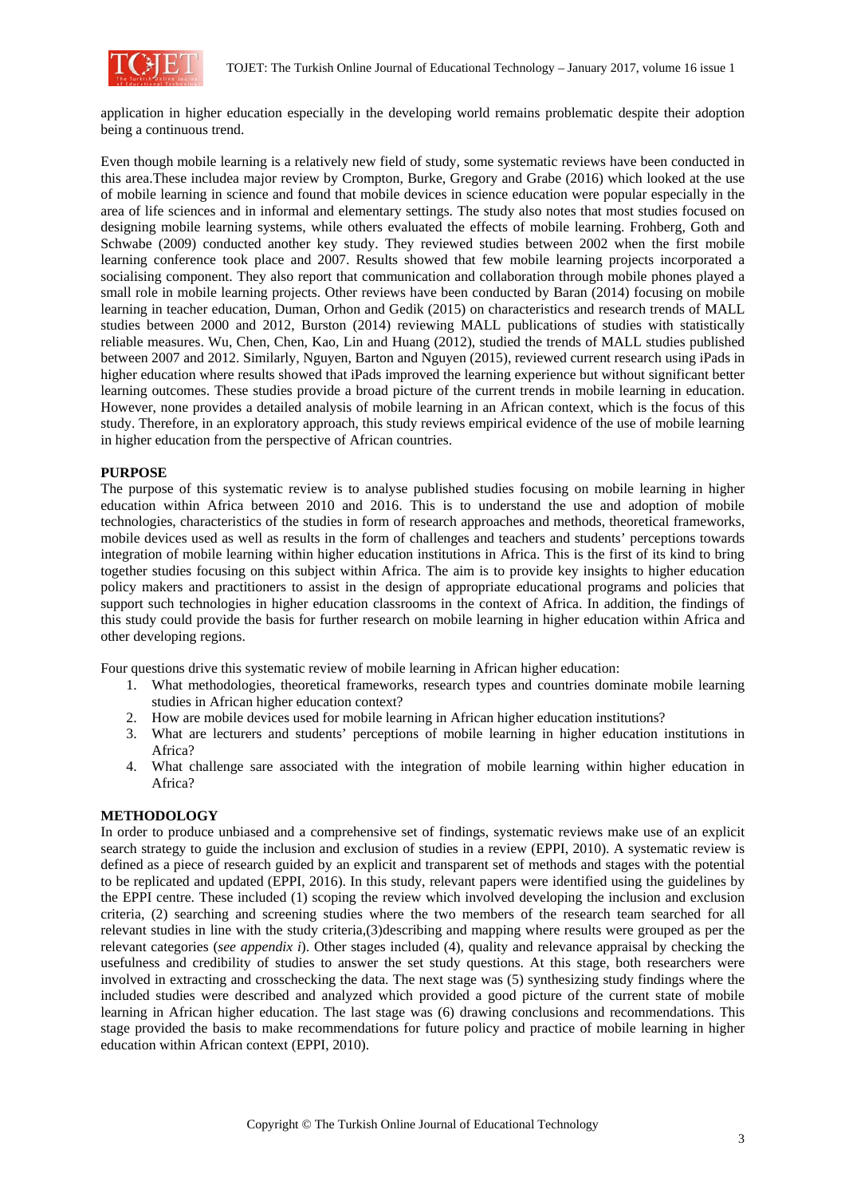application in higher education especially in the developing world remains problematic despite their adoption being a continuous trend.

Even though mobile learning is a relatively new field of study, some systematic reviews have been conducted in this area.These includea major review by Crompton, Burke, Gregory and Grabe (2016) which looked at the use of mobile learning in science and found that mobile devices in science education were popular especially in the area of life sciences and in informal and elementary settings. The study also notes that most studies focused on designing mobile learning systems, while others evaluated the effects of mobile learning. Frohberg, Goth and Schwabe (2009) conducted another key study. They reviewed studies between 2002 when the first mobile learning conference took place and 2007. Results showed that few mobile learning projects incorporated a socialising component. They also report that communication and collaboration through mobile phones played a small role in mobile learning projects. Other reviews have been conducted by Baran (2014) focusing on mobile learning in teacher education, Duman, Orhon and Gedik (2015) on characteristics and research trends of MALL studies between 2000 and 2012, Burston (2014) reviewing MALL publications of studies with statistically reliable measures. Wu, Chen, Chen, Kao, Lin and Huang (2012), studied the trends of MALL studies published between 2007 and 2012. Similarly, Nguyen, Barton and Nguyen (2015), reviewed current research using iPads in higher education where results showed that iPads improved the learning experience but without significant better learning outcomes. These studies provide a broad picture of the current trends in mobile learning in education. However, none provides a detailed analysis of mobile learning in an African context, which is the focus of this study. Therefore, in an exploratory approach, this study reviews empirical evidence of the use of mobile learning in higher education from the perspective of African countries.

## PURPOSE

The purpose of this systematic review is to analyse published studies focusing on mobile learning in higher education within Africa between 2010 and 2016. This is to understand the use and adoption of mobile technologies, characteristics of the studies in form of research approaches and methods, theoretical frameworks, mobile devices used as well as results in the form of challenges and teachers and students' perceptions towards integration of mobile learning within higher education institutions in Africa. This is the first of its kind to bring together studies focusing on this subject within Africa. The aim is to provide key insights to higher education policy makers and practitioners to assist in the design of appropriate educational programs and policies that support such technologies in higher education classrooms in the context of Africa. In addition, the findings of this study could provide the basis for further research on mobile learning in higher education within Africa and other developing regions.

Four questions drive this systematic review of mobile learning in African higher education:

1. What methodologies, theoretical frameworks, research types and countries dominate mobile learning studies in African higher education context?
2. How are mobile devices used for mobile learning in African higher education institutions?
3. What are lecturers and students' perceptions of mobile learning in higher education institutions in Africa?
4. What challenge sare associated with the integration of mobile learning within higher education in Africa?

## METHODOLOGY

In order to produce unbiased and a comprehensive set of findings, systematic reviews make use of an explicit search strategy to guide the inclusion and exclusion of studies in a review (EPPI, 2010). A systematic review is defined as a piece of research guided by an explicit and transparent set of methods and stages with the potential to be replicated and updated (EPPI, 2016). In this study, relevant papers were identified using the guidelines by the EPPI centre. These included (1) scoping the review which involved developing the inclusion and exclusion criteria, (2) searching and screening studies where the two members of the research team searched for all relevant studies in line with the study criteria,(3)describing and mapping where results were grouped as per the relevant categories (*see appendix i*). Other stages included (4), quality and relevance appraisal by checking the usefulness and credibility of studies to answer the set study questions. At this stage, both researchers were involved in extracting and crosschecking the data. The next stage was (5) synthesizing study findings where the included studies were described and analyzed which provided a good picture of the current state of mobile learning in African higher education. The last stage was (6) drawing conclusions and recommendations. This stage provided the basis to make recommendations for future policy and practice of mobile learning in higher education within African context (EPPI, 2010).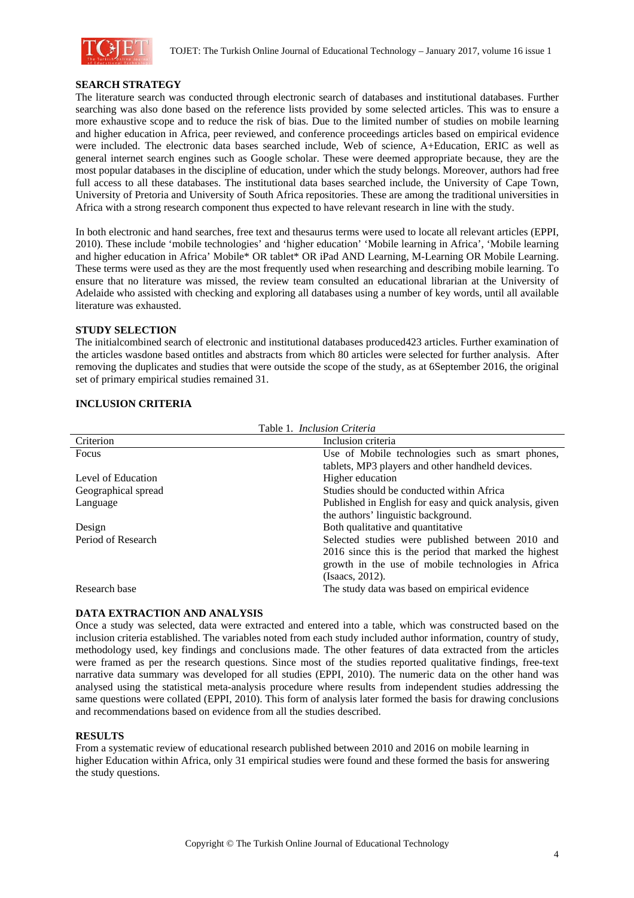## SEARCH STRATEGY

The literature search was conducted through electronic search of databases and institutional databases. Further searching was also done based on the reference lists provided by some selected articles. This was to ensure a more exhaustive scope and to reduce the risk of bias. Due to the limited number of studies on mobile learning and higher education in Africa, peer reviewed, and conference proceedings articles based on empirical evidence were included. The electronic data bases searched include, Web of science, A+Education, ERIC as well as general internet search engines such as Google scholar. These were deemed appropriate because, they are the most popular databases in the discipline of education, under which the study belongs. Moreover, authors had free full access to all these databases. The institutional data bases searched include, the University of Cape Town, University of Pretoria and University of South Africa repositories. These are among the traditional universities in Africa with a strong research component thus expected to have relevant research in line with the study.

In both electronic and hand searches, free text and thesaurus terms were used to locate all relevant articles (EPPI, 2010). These include 'mobile technologies' and 'higher education' 'Mobile learning in Africa', 'Mobile learning and higher education in Africa' Mobile* OR tablet* OR iPad AND Learning, M-Learning OR Mobile Learning. These terms were used as they are the most frequently used when researching and describing mobile learning. To ensure that no literature was missed, the review team consulted an educational librarian at the University of Adelaide who assisted with checking and exploring all databases using a number of key words, until all available literature was exhausted.

## STUDY SELECTION

The initialcombined search of electronic and institutional databases produced423 articles. Further examination of the articles wasdone based ontitles and abstracts from which 80 articles were selected for further analysis. After removing the duplicates and studies that were outside the scope of the study, as at 6September 2016, the original set of primary empirical studies remained 31.

## INCLUSION CRITERIA

Table 1. *Inclusion Criteria*

| Criterion | Inclusion criteria |
|---|---|
| Focus | Use of Mobile technologies such as smart phones, tablets, MP3 players and other handheld devices. |
| Level of Education | Higher education |
| Geographical spread | Studies should be conducted within Africa |
| Language | Published in English for easy and quick analysis, given the authors' linguistic background. |
| Design | Both qualitative and quantitative |
| Period of Research | Selected studies were published between 2010 and 2016 since this is the period that marked the highest growth in the use of mobile technologies in Africa (Isaacs, 2012). |
| Research base | The study data was based on empirical evidence |

## DATA EXTRACTION AND ANALYSIS

Once a study was selected, data were extracted and entered into a table, which was constructed based on the inclusion criteria established. The variables noted from each study included author information, country of study, methodology used, key findings and conclusions made. The other features of data extracted from the articles were framed as per the research questions. Since most of the studies reported qualitative findings, free-text narrative data summary was developed for all studies (EPPI, 2010). The numeric data on the other hand was analysed using the statistical meta-analysis procedure where results from independent studies addressing the same questions were collated (EPPI, 2010). This form of analysis later formed the basis for drawing conclusions and recommendations based on evidence from all the studies described.

## RESULTS

From a systematic review of educational research published between 2010 and 2016 on mobile learning in higher Education within Africa, only 31 empirical studies were found and these formed the basis for answering the study questions.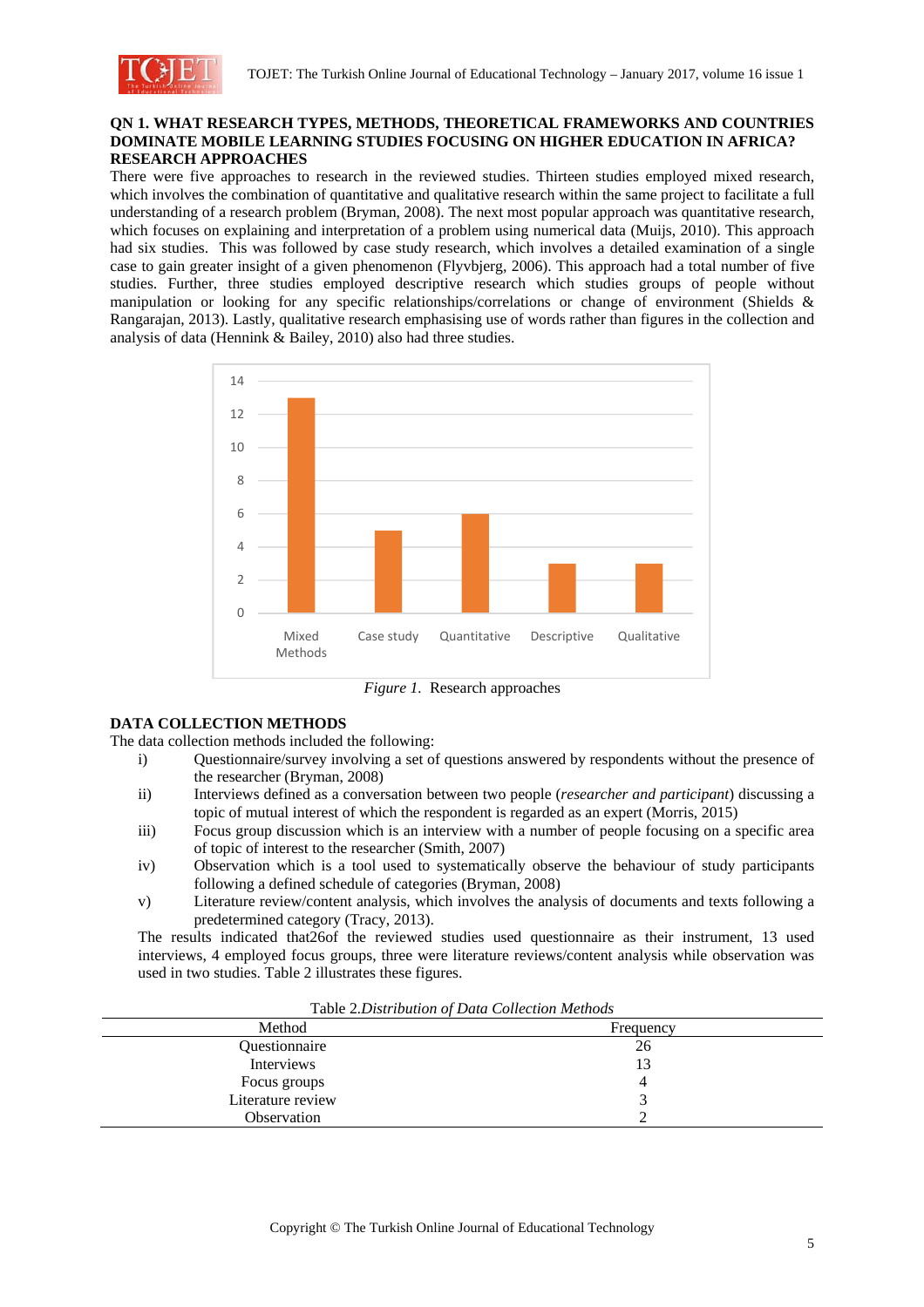**QN 1. WHAT RESEARCH TYPES, METHODS, THEORETICAL FRAMEWORKS AND COUNTRIES DOMINATE MOBILE LEARNING STUDIES FOCUSING ON HIGHER EDUCATION IN AFRICA?**

**RESEARCH APPROACHES**

There were five approaches to research in the reviewed studies. Thirteen studies employed mixed research, which involves the combination of quantitative and qualitative research within the same project to facilitate a full understanding of a research problem (Bryman, 2008). The next most popular approach was quantitative research, which focuses on explaining and interpretation of a problem using numerical data (Muijs, 2010). This approach had six studies. This was followed by case study research, which involves a detailed examination of a single case to gain greater insight of a given phenomenon (Flyvbjerg, 2006). This approach had a total number of five studies. Further, three studies employed descriptive research which studies groups of people without manipulation or looking for any specific relationships/correlations or change of environment (Shields & Rangarajan, 2013). Lastly, qualitative research emphasising use of words rather than figures in the collection and analysis of data (Hennink & Bailey, 2010) also had three studies.

| Approach | Number of studies |
|---|---|
| Mixed Methods | 13 |
| Case study | 5 |
| Quantitative | 6 |
| Descriptive | 3 |
| Qualitative | 3 |

*Figure 1.* Research approaches

**DATA COLLECTION METHODS**

The data collection methods included the following:

i) Questionnaire/survey involving a set of questions answered by respondents without the presence of the researcher (Bryman, 2008)

ii) Interviews defined as a conversation between two people (*researcher and participant*) discussing a topic of mutual interest of which the respondent is regarded as an expert (Morris, 2015)

iii) Focus group discussion which is an interview with a number of people focusing on a specific area of topic of interest to the researcher (Smith, 2007)

iv) Observation which is a tool used to systematically observe the behaviour of study participants following a defined schedule of categories (Bryman, 2008)

v) Literature review/content analysis, which involves the analysis of documents and texts following a predetermined category (Tracy, 2013).

The results indicated that26of the reviewed studies used questionnaire as their instrument, 13 used interviews, 4 employed focus groups, three were literature reviews/content analysis while observation was used in two studies. Table 2 illustrates these figures.

Table 2.*Distribution of Data Collection Methods*

| Method | Frequency |
|---|---|
| Questionnaire | 26 |
| Interviews | 13 |
| Focus groups | 4 |
| Literature review | 3 |
| Observation | 2 |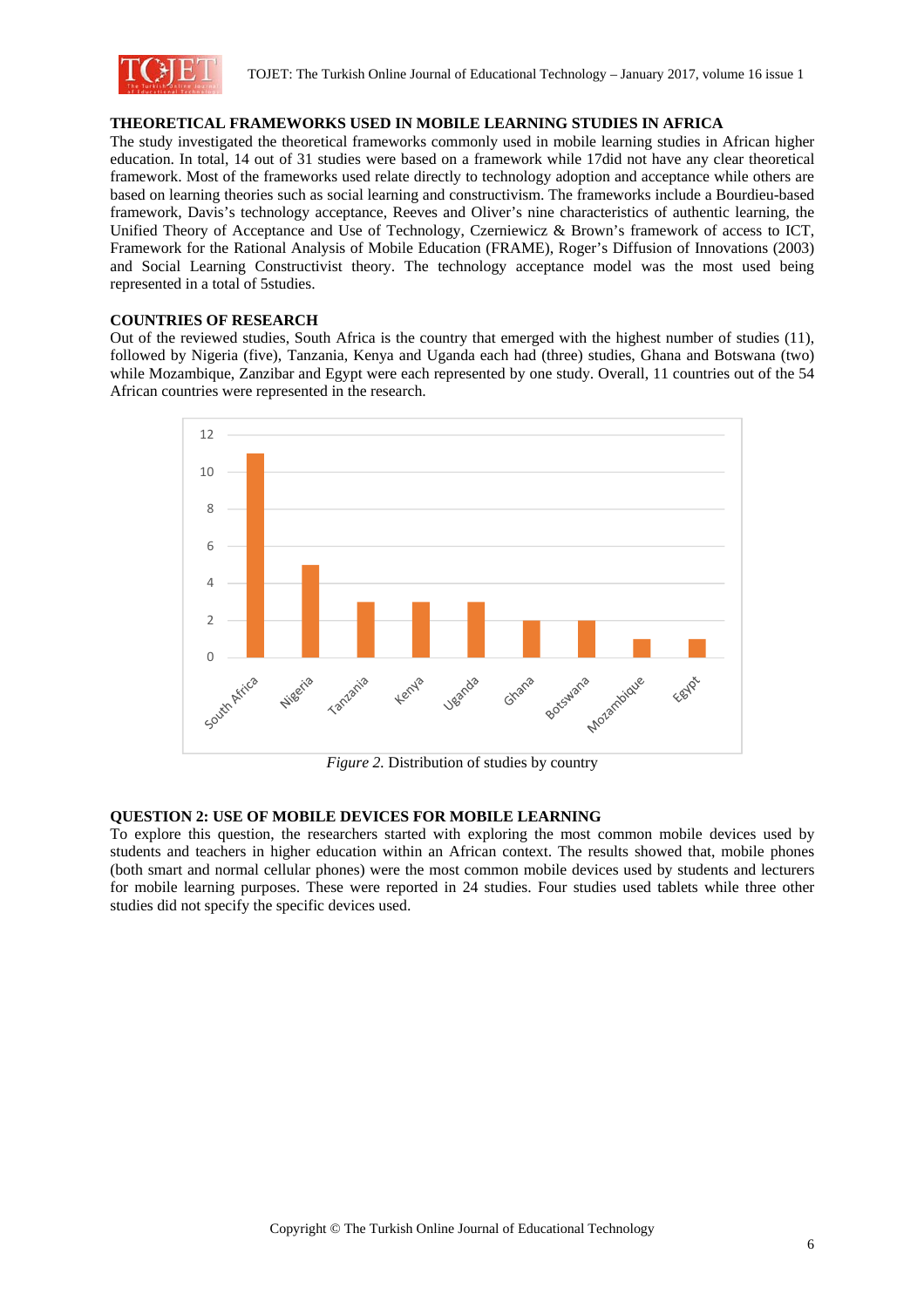## THEORETICAL FRAMEWORKS USED IN MOBILE LEARNING STUDIES IN AFRICA

The study investigated the theoretical frameworks commonly used in mobile learning studies in African higher education. In total, 14 out of 31 studies were based on a framework while 17did not have any clear theoretical framework. Most of the frameworks used relate directly to technology adoption and acceptance while others are based on learning theories such as social learning and constructivism. The frameworks include a Bourdieu-based framework, Davis's technology acceptance, Reeves and Oliver's nine characteristics of authentic learning, the Unified Theory of Acceptance and Use of Technology, Czerniewicz & Brown's framework of access to ICT, Framework for the Rational Analysis of Mobile Education (FRAME), Roger's Diffusion of Innovations (2003) and Social Learning Constructivist theory. The technology acceptance model was the most used being represented in a total of 5studies.

## COUNTRIES OF RESEARCH

Out of the reviewed studies, South Africa is the country that emerged with the highest number of studies (11), followed by Nigeria (five), Tanzania, Kenya and Uganda each had (three) studies, Ghana and Botswana (two) while Mozambique, Zanzibar and Egypt were each represented by one study. Overall, 11 countries out of the 54 African countries were represented in the research.

| Country | Number of studies |
|---|---|
| South Africa | 11 |
| Nigeria | 5 |
| Tanzania | 3 |
| Kenya | 3 |
| Uganda | 3 |
| Ghana | 2 |
| Botswana | 2 |
| Mozambique | 1 |
| Egypt | 1 |

*Figure 2.* Distribution of studies by country

## QUESTION 2: USE OF MOBILE DEVICES FOR MOBILE LEARNING

To explore this question, the researchers started with exploring the most common mobile devices used by students and teachers in higher education within an African context. The results showed that, mobile phones (both smart and normal cellular phones) were the most common mobile devices used by students and lecturers for mobile learning purposes. These were reported in 24 studies. Four studies used tablets while three other studies did not specify the specific devices used.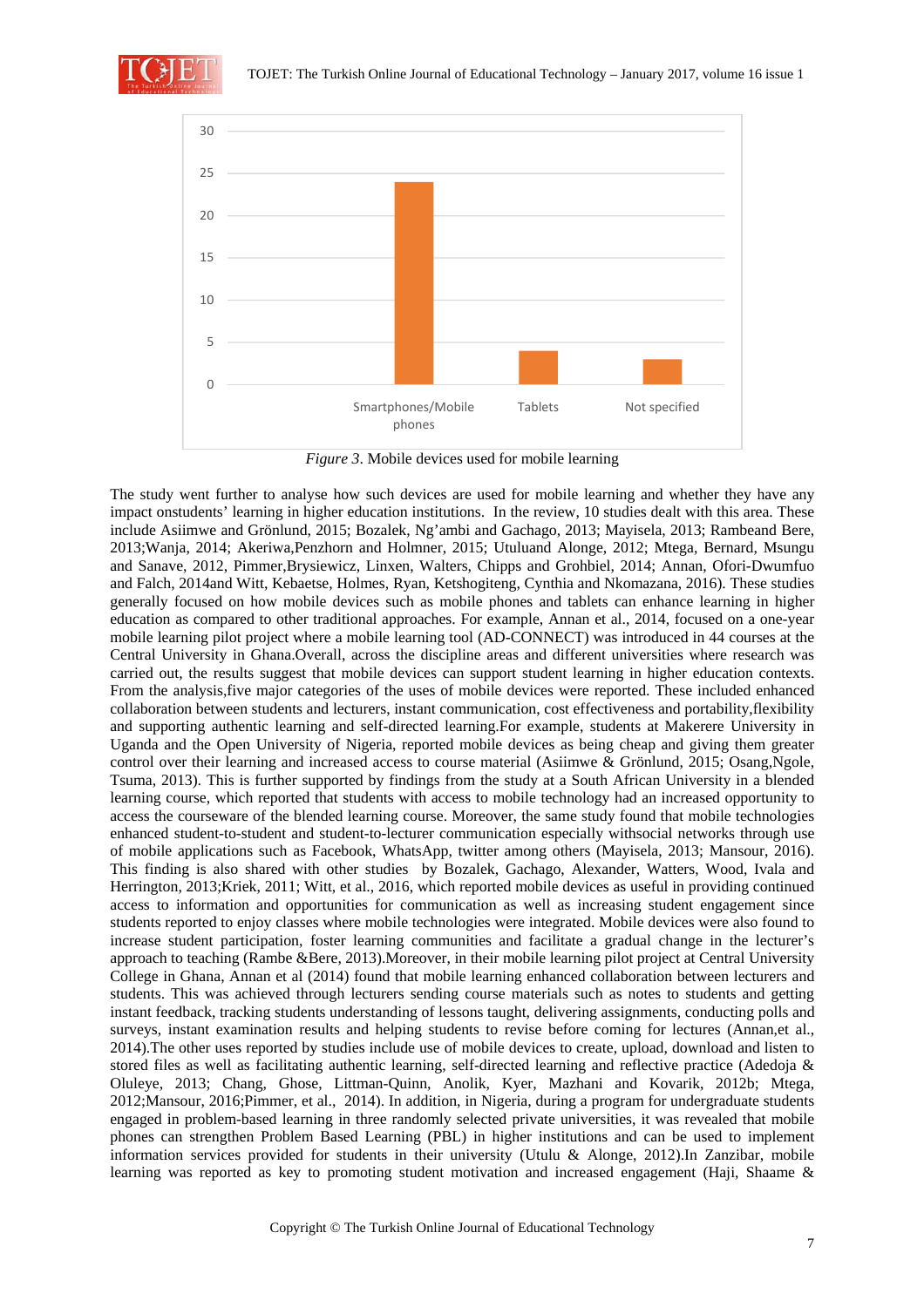*Figure 3*. Mobile devices used for mobile learning

The study went further to analyse how such devices are used for mobile learning and whether they have any impact onstudents' learning in higher education institutions. In the review, 10 studies dealt with this area. These include Asiimwe and Grönlund, 2015; Bozalek, Ng'ambi and Gachago, 2013; Mayisela, 2013; Rambeand Bere, 2013;Wanja, 2014; Akeriwa,Penzhorn and Holmner, 2015; Utuluand Alonge, 2012; Mtega, Bernard, Msungu and Sanave, 2012, Pimmer,Brysiewicz, Linxen, Walters, Chipps and Grohbiel, 2014; Annan, Ofori-Dwumfuo and Falch, 2014and Witt, Kebaetse, Holmes, Ryan, Ketshogiteng, Cynthia and Nkomazana, 2016). These studies generally focused on how mobile devices such as mobile phones and tablets can enhance learning in higher education as compared to other traditional approaches. For example, Annan et al., 2014, focused on a one-year mobile learning pilot project where a mobile learning tool (AD-CONNECT) was introduced in 44 courses at the Central University in Ghana.Overall, across the discipline areas and different universities where research was carried out, the results suggest that mobile devices can support student learning in higher education contexts. From the analysis,five major categories of the uses of mobile devices were reported. These included enhanced collaboration between students and lecturers, instant communication, cost effectiveness and portability,flexibility and supporting authentic learning and self-directed learning.For example, students at Makerere University in Uganda and the Open University of Nigeria, reported mobile devices as being cheap and giving them greater control over their learning and increased access to course material (Asiimwe & Grönlund, 2015; Osang,Ngole, Tsuma, 2013). This is further supported by findings from the study at a South African University in a blended learning course, which reported that students with access to mobile technology had an increased opportunity to access the courseware of the blended learning course. Moreover, the same study found that mobile technologies enhanced student-to-student and student-to-lecturer communication especially withsocial networks through use of mobile applications such as Facebook, WhatsApp, twitter among others (Mayisela, 2013; Mansour, 2016). This finding is also shared with other studies by Bozalek, Gachago, Alexander, Watters, Wood, Ivala and Herrington, 2013;Kriek, 2011; Witt, et al., 2016, which reported mobile devices as useful in providing continued access to information and opportunities for communication as well as increasing student engagement since students reported to enjoy classes where mobile technologies were integrated. Mobile devices were also found to increase student participation, foster learning communities and facilitate a gradual change in the lecturer's approach to teaching (Rambe &Bere, 2013).Moreover, in their mobile learning pilot project at Central University College in Ghana, Annan et al (2014) found that mobile learning enhanced collaboration between lecturers and students. This was achieved through lecturers sending course materials such as notes to students and getting instant feedback, tracking students understanding of lessons taught, delivering assignments, conducting polls and surveys, instant examination results and helping students to revise before coming for lectures (Annan,et al., 2014).The other uses reported by studies include use of mobile devices to create, upload, download and listen to stored files as well as facilitating authentic learning, self-directed learning and reflective practice (Adedoja & Oluleye, 2013; Chang, Ghose, Littman-Quinn, Anolik, Kyer, Mazhani and Kovarik, 2012b; Mtega, 2012;Mansour, 2016;Pimmer, et al., 2014). In addition, in Nigeria, during a program for undergraduate students engaged in problem-based learning in three randomly selected private universities, it was revealed that mobile phones can strengthen Problem Based Learning (PBL) in higher institutions and can be used to implement information services provided for students in their university (Utulu & Alonge, 2012).In Zanzibar, mobile learning was reported as key to promoting student motivation and increased engagement (Haji, Shaame &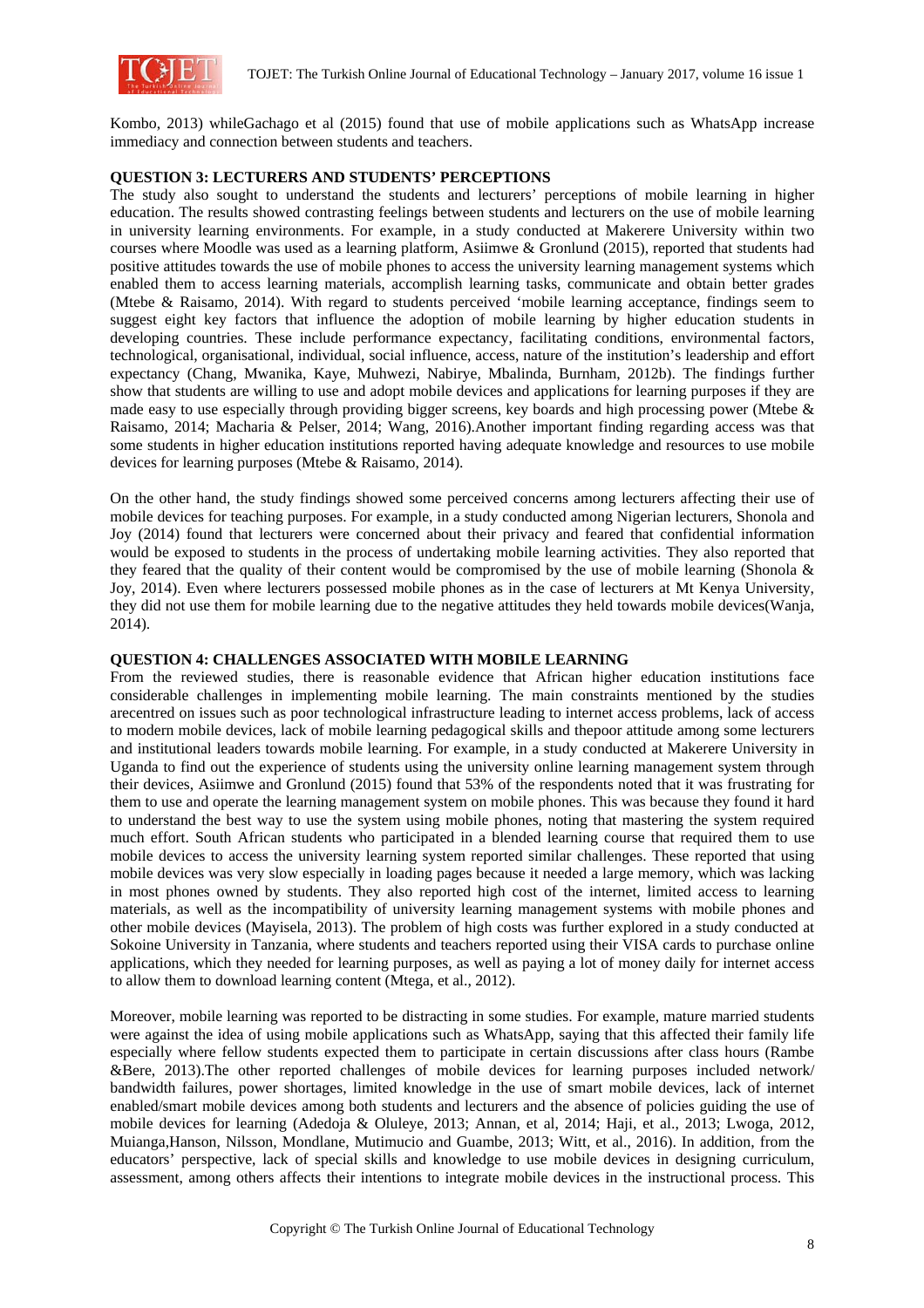Kombo, 2013) whileGachago et al (2015) found that use of mobile applications such as WhatsApp increase immediacy and connection between students and teachers.

**QUESTION 3: LECTURERS AND STUDENTS' PERCEPTIONS**

The study also sought to understand the students and lecturers' perceptions of mobile learning in higher education. The results showed contrasting feelings between students and lecturers on the use of mobile learning in university learning environments. For example, in a study conducted at Makerere University within two courses where Moodle was used as a learning platform, Asiimwe & Gronlund (2015), reported that students had positive attitudes towards the use of mobile phones to access the university learning management systems which enabled them to access learning materials, accomplish learning tasks, communicate and obtain better grades (Mtebe & Raisamo, 2014). With regard to students perceived 'mobile learning acceptance, findings seem to suggest eight key factors that influence the adoption of mobile learning by higher education students in developing countries. These include performance expectancy, facilitating conditions, environmental factors, technological, organisational, individual, social influence, access, nature of the institution's leadership and effort expectancy (Chang, Mwanika, Kaye, Muhwezi, Nabirye, Mbalinda, Burnham, 2012b). The findings further show that students are willing to use and adopt mobile devices and applications for learning purposes if they are made easy to use especially through providing bigger screens, key boards and high processing power (Mtebe & Raisamo, 2014; Macharia & Pelser, 2014; Wang, 2016).Another important finding regarding access was that some students in higher education institutions reported having adequate knowledge and resources to use mobile devices for learning purposes (Mtebe & Raisamo, 2014).

On the other hand, the study findings showed some perceived concerns among lecturers affecting their use of mobile devices for teaching purposes. For example, in a study conducted among Nigerian lecturers, Shonola and Joy (2014) found that lecturers were concerned about their privacy and feared that confidential information would be exposed to students in the process of undertaking mobile learning activities. They also reported that they feared that the quality of their content would be compromised by the use of mobile learning (Shonola & Joy, 2014). Even where lecturers possessed mobile phones as in the case of lecturers at Mt Kenya University, they did not use them for mobile learning due to the negative attitudes they held towards mobile devices(Wanja, 2014).

**QUESTION 4: CHALLENGES ASSOCIATED WITH MOBILE LEARNING**

From the reviewed studies, there is reasonable evidence that African higher education institutions face considerable challenges in implementing mobile learning. The main constraints mentioned by the studies arecentred on issues such as poor technological infrastructure leading to internet access problems, lack of access to modern mobile devices, lack of mobile learning pedagogical skills and thepoor attitude among some lecturers and institutional leaders towards mobile learning. For example, in a study conducted at Makerere University in Uganda to find out the experience of students using the university online learning management system through their devices, Asiimwe and Gronlund (2015) found that 53% of the respondents noted that it was frustrating for them to use and operate the learning management system on mobile phones. This was because they found it hard to understand the best way to use the system using mobile phones, noting that mastering the system required much effort. South African students who participated in a blended learning course that required them to use mobile devices to access the university learning system reported similar challenges. These reported that using mobile devices was very slow especially in loading pages because it needed a large memory, which was lacking in most phones owned by students. They also reported high cost of the internet, limited access to learning materials, as well as the incompatibility of university learning management systems with mobile phones and other mobile devices (Mayisela, 2013). The problem of high costs was further explored in a study conducted at Sokoine University in Tanzania, where students and teachers reported using their VISA cards to purchase online applications, which they needed for learning purposes, as well as paying a lot of money daily for internet access to allow them to download learning content (Mtega, et al., 2012).

Moreover, mobile learning was reported to be distracting in some studies. For example, mature married students were against the idea of using mobile applications such as WhatsApp, saying that this affected their family life especially where fellow students expected them to participate in certain discussions after class hours (Rambe &Bere, 2013).The other reported challenges of mobile devices for learning purposes included network/ bandwidth failures, power shortages, limited knowledge in the use of smart mobile devices, lack of internet enabled/smart mobile devices among both students and lecturers and the absence of policies guiding the use of mobile devices for learning (Adedoja & Oluleye, 2013; Annan, et al, 2014; Haji, et al., 2013; Lwoga, 2012, Muianga,Hanson, Nilsson, Mondlane, Mutimucio and Guambe, 2013; Witt, et al., 2016). In addition, from the educators' perspective, lack of special skills and knowledge to use mobile devices in designing curriculum, assessment, among others affects their intentions to integrate mobile devices in the instructional process. This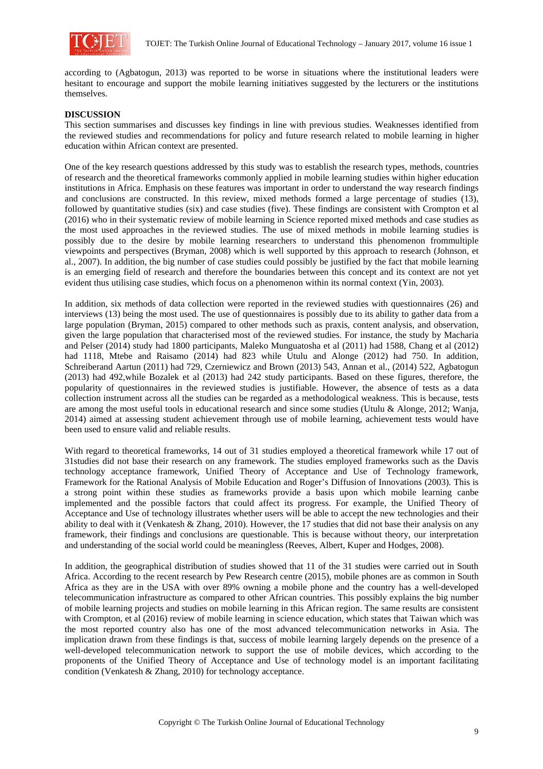according to (Agbatogun, 2013) was reported to be worse in situations where the institutional leaders were hesitant to encourage and support the mobile learning initiatives suggested by the lecturers or the institutions themselves.

## DISCUSSION

This section summarises and discusses key findings in line with previous studies. Weaknesses identified from the reviewed studies and recommendations for policy and future research related to mobile learning in higher education within African context are presented.

One of the key research questions addressed by this study was to establish the research types, methods, countries of research and the theoretical frameworks commonly applied in mobile learning studies within higher education institutions in Africa. Emphasis on these features was important in order to understand the way research findings and conclusions are constructed. In this review, mixed methods formed a large percentage of studies (13), followed by quantitative studies (six) and case studies (five). These findings are consistent with Crompton et al (2016) who in their systematic review of mobile learning in Science reported mixed methods and case studies as the most used approaches in the reviewed studies. The use of mixed methods in mobile learning studies is possibly due to the desire by mobile learning researchers to understand this phenomenon frommultiple viewpoints and perspectives (Bryman, 2008) which is well supported by this approach to research (Johnson, et al., 2007). In addition, the big number of case studies could possibly be justified by the fact that mobile learning is an emerging field of research and therefore the boundaries between this concept and its context are not yet evident thus utilising case studies, which focus on a phenomenon within its normal context (Yin, 2003).

In addition, six methods of data collection were reported in the reviewed studies with questionnaires (26) and interviews (13) being the most used. The use of questionnaires is possibly due to its ability to gather data from a large population (Bryman, 2015) compared to other methods such as praxis, content analysis, and observation, given the large population that characterised most of the reviewed studies. For instance, the study by Macharia and Pelser (2014) study had 1800 participants, Maleko Munguatosha et al (2011) had 1588, Chang et al (2012) had 1118, Mtebe and Raisamo (2014) had 823 while Utulu and Alonge (2012) had 750. In addition, Schreiberand Aartun (2011) had 729, Czerniewicz and Brown (2013) 543, Annan et al., (2014) 522, Agbatogun (2013) had 492,while Bozalek et al (2013) had 242 study participants. Based on these figures, therefore, the popularity of questionnaires in the reviewed studies is justifiable. However, the absence of tests as a data collection instrument across all the studies can be regarded as a methodological weakness. This is because, tests are among the most useful tools in educational research and since some studies (Utulu & Alonge, 2012; Wanja, 2014) aimed at assessing student achievement through use of mobile learning, achievement tests would have been used to ensure valid and reliable results.

With regard to theoretical frameworks, 14 out of 31 studies employed a theoretical framework while 17 out of 31studies did not base their research on any framework. The studies employed frameworks such as the Davis technology acceptance framework, Unified Theory of Acceptance and Use of Technology framework, Framework for the Rational Analysis of Mobile Education and Roger's Diffusion of Innovations (2003). This is a strong point within these studies as frameworks provide a basis upon which mobile learning canbe implemented and the possible factors that could affect its progress. For example, the Unified Theory of Acceptance and Use of technology illustrates whether users will be able to accept the new technologies and their ability to deal with it (Venkatesh & Zhang, 2010). However, the 17 studies that did not base their analysis on any framework, their findings and conclusions are questionable. This is because without theory, our interpretation and understanding of the social world could be meaningless (Reeves, Albert, Kuper and Hodges, 2008).

In addition, the geographical distribution of studies showed that 11 of the 31 studies were carried out in South Africa. According to the recent research by Pew Research centre (2015), mobile phones are as common in South Africa as they are in the USA with over 89% owning a mobile phone and the country has a well-developed telecommunication infrastructure as compared to other African countries. This possibly explains the big number of mobile learning projects and studies on mobile learning in this African region. The same results are consistent with Crompton, et al (2016) review of mobile learning in science education, which states that Taiwan which was the most reported country also has one of the most advanced telecommunication networks in Asia. The implication drawn from these findings is that, success of mobile learning largely depends on the presence of a well-developed telecommunication network to support the use of mobile devices, which according to the proponents of the Unified Theory of Acceptance and Use of technology model is an important facilitating condition (Venkatesh & Zhang, 2010) for technology acceptance.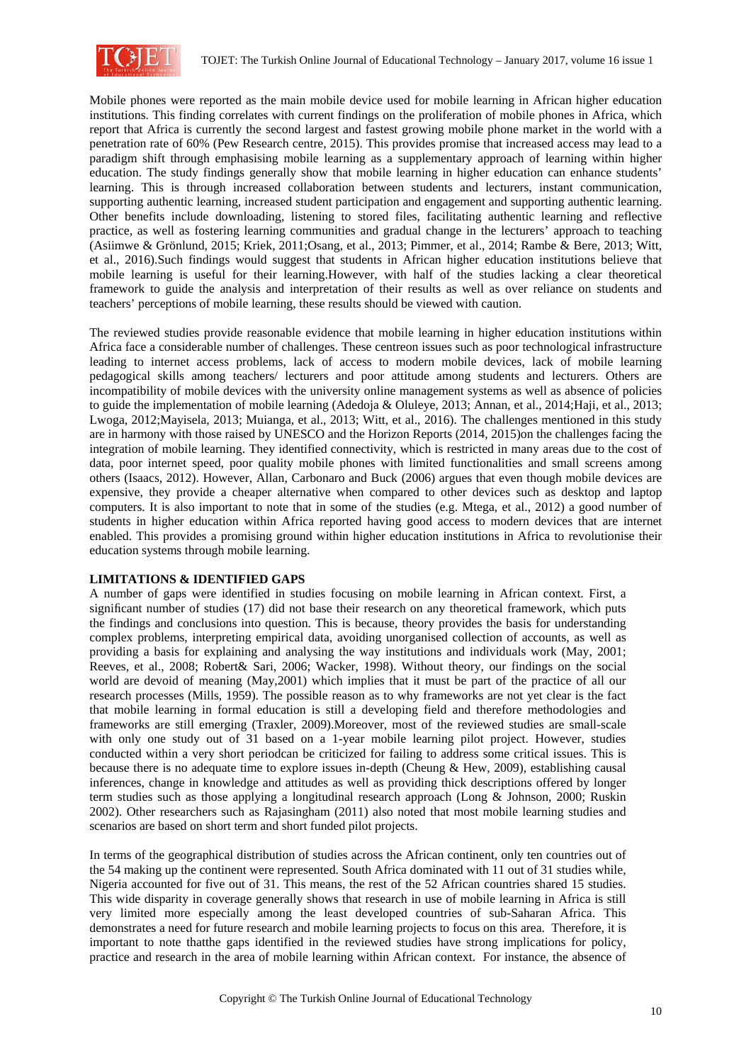Mobile phones were reported as the main mobile device used for mobile learning in African higher education institutions. This finding correlates with current findings on the proliferation of mobile phones in Africa, which report that Africa is currently the second largest and fastest growing mobile phone market in the world with a penetration rate of 60% (Pew Research centre, 2015). This provides promise that increased access may lead to a paradigm shift through emphasising mobile learning as a supplementary approach of learning within higher education. The study findings generally show that mobile learning in higher education can enhance students' learning. This is through increased collaboration between students and lecturers, instant communication, supporting authentic learning, increased student participation and engagement and supporting authentic learning. Other benefits include downloading, listening to stored files, facilitating authentic learning and reflective practice, as well as fostering learning communities and gradual change in the lecturers' approach to teaching (Asiimwe & Grönlund, 2015; Kriek, 2011;Osang, et al., 2013; Pimmer, et al., 2014; Rambe & Bere, 2013; Witt, et al., 2016).Such findings would suggest that students in African higher education institutions believe that mobile learning is useful for their learning.However, with half of the studies lacking a clear theoretical framework to guide the analysis and interpretation of their results as well as over reliance on students and teachers' perceptions of mobile learning, these results should be viewed with caution.

The reviewed studies provide reasonable evidence that mobile learning in higher education institutions within Africa face a considerable number of challenges. These centreon issues such as poor technological infrastructure leading to internet access problems, lack of access to modern mobile devices, lack of mobile learning pedagogical skills among teachers/ lecturers and poor attitude among students and lecturers. Others are incompatibility of mobile devices with the university online management systems as well as absence of policies to guide the implementation of mobile learning (Adedoja & Oluleye, 2013; Annan, et al., 2014;Haji, et al., 2013; Lwoga, 2012;Mayisela, 2013; Muianga, et al., 2013; Witt, et al., 2016). The challenges mentioned in this study are in harmony with those raised by UNESCO and the Horizon Reports (2014, 2015)on the challenges facing the integration of mobile learning. They identified connectivity, which is restricted in many areas due to the cost of data, poor internet speed, poor quality mobile phones with limited functionalities and small screens among others (Isaacs, 2012). However, Allan, Carbonaro and Buck (2006) argues that even though mobile devices are expensive, they provide a cheaper alternative when compared to other devices such as desktop and laptop computers. It is also important to note that in some of the studies (e.g. Mtega, et al., 2012) a good number of students in higher education within Africa reported having good access to modern devices that are internet enabled. This provides a promising ground within higher education institutions in Africa to revolutionise their education systems through mobile learning.

**LIMITATIONS & IDENTIFIED GAPS**

A number of gaps were identified in studies focusing on mobile learning in African context. First, a significant number of studies (17) did not base their research on any theoretical framework, which puts the findings and conclusions into question. This is because, theory provides the basis for understanding complex problems, interpreting empirical data, avoiding unorganised collection of accounts, as well as providing a basis for explaining and analysing the way institutions and individuals work (May, 2001; Reeves, et al., 2008; Robert& Sari, 2006; Wacker, 1998). Without theory, our findings on the social world are devoid of meaning (May,2001) which implies that it must be part of the practice of all our research processes (Mills, 1959). The possible reason as to why frameworks are not yet clear is the fact that mobile learning in formal education is still a developing field and therefore methodologies and frameworks are still emerging (Traxler, 2009).Moreover, most of the reviewed studies are small-scale with only one study out of 31 based on a 1-year mobile learning pilot project. However, studies conducted within a very short periodcan be criticized for failing to address some critical issues. This is because there is no adequate time to explore issues in-depth (Cheung & Hew, 2009), establishing causal inferences, change in knowledge and attitudes as well as providing thick descriptions offered by longer term studies such as those applying a longitudinal research approach (Long & Johnson, 2000; Ruskin 2002). Other researchers such as Rajasingham (2011) also noted that most mobile learning studies and scenarios are based on short term and short funded pilot projects.

In terms of the geographical distribution of studies across the African continent, only ten countries out of the 54 making up the continent were represented. South Africa dominated with 11 out of 31 studies while, Nigeria accounted for five out of 31. This means, the rest of the 52 African countries shared 15 studies. This wide disparity in coverage generally shows that research in use of mobile learning in Africa is still very limited more especially among the least developed countries of sub-Saharan Africa. This demonstrates a need for future research and mobile learning projects to focus on this area. Therefore, it is important to note thatthe gaps identified in the reviewed studies have strong implications for policy, practice and research in the area of mobile learning within African context. For instance, the absence of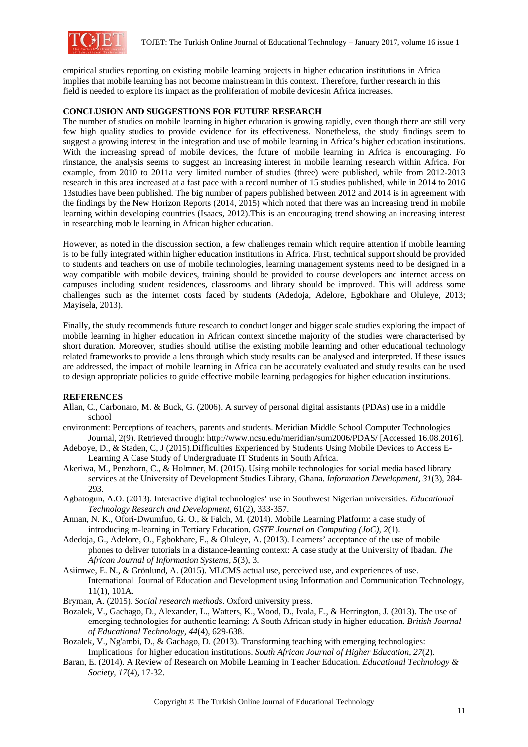empirical studies reporting on existing mobile learning projects in higher education institutions in Africa implies that mobile learning has not become mainstream in this context. Therefore, further research in this field is needed to explore its impact as the proliferation of mobile devicesin Africa increases.

**CONCLUSION AND SUGGESTIONS FOR FUTURE RESEARCH**

The number of studies on mobile learning in higher education is growing rapidly, even though there are still very few high quality studies to provide evidence for its effectiveness. Nonetheless, the study findings seem to suggest a growing interest in the integration and use of mobile learning in Africa's higher education institutions. With the increasing spread of mobile devices, the future of mobile learning in Africa is encouraging. Fo rinstance, the analysis seems to suggest an increasing interest in mobile learning research within Africa. For example, from 2010 to 2011a very limited number of studies (three) were published, while from 2012-2013 research in this area increased at a fast pace with a record number of 15 studies published, while in 2014 to 2016 13studies have been published. The big number of papers published between 2012 and 2014 is in agreement with the findings by the New Horizon Reports (2014, 2015) which noted that there was an increasing trend in mobile learning within developing countries (Isaacs, 2012).This is an encouraging trend showing an increasing interest in researching mobile learning in African higher education.

However, as noted in the discussion section, a few challenges remain which require attention if mobile learning is to be fully integrated within higher education institutions in Africa. First, technical support should be provided to students and teachers on use of mobile technologies, learning management systems need to be designed in a way compatible with mobile devices, training should be provided to course developers and internet access on campuses including student residences, classrooms and library should be improved. This will address some challenges such as the internet costs faced by students (Adedoja, Adelore, Egbokhare and Oluleye, 2013; Mayisela, 2013).

Finally, the study recommends future research to conduct longer and bigger scale studies exploring the impact of mobile learning in higher education in African context sincethe majority of the studies were characterised by short duration. Moreover, studies should utilise the existing mobile learning and other educational technology related frameworks to provide a lens through which study results can be analysed and interpreted. If these issues are addressed, the impact of mobile learning in Africa can be accurately evaluated and study results can be used to design appropriate policies to guide effective mobile learning pedagogies for higher education institutions.

**REFERENCES**

Allan, C., Carbonaro, M. & Buck, G. (2006). A survey of personal digital assistants (PDAs) use in a middle school

environment: Perceptions of teachers, parents and students. Meridian Middle School Computer Technologies Journal, 2(9). Retrieved through: http://www.ncsu.edu/meridian/sum2006/PDAS/ [Accessed 16.08.2016].

Adeboye, D., & Staden, C, J (2015).Difficulties Experienced by Students Using Mobile Devices to Access E-Learning A Case Study of Undergraduate IT Students in South Africa.

Akeriwa, M., Penzhorn, C., & Holmner, M. (2015). Using mobile technologies for social media based library services at the University of Development Studies Library, Ghana. *Information Development*, *31*(3), 284-293.

Agbatogun, A.O. (2013). Interactive digital technologies' use in Southwest Nigerian universities. *Educational Technology Research and Development*, 61(2), 333-357.

Annan, N. K., Ofori-Dwumfuo, G. O., & Falch, M. (2014). Mobile Learning Platform: a case study of introducing m-learning in Tertiary Education. *GSTF Journal on Computing (JoC)*, *2*(1).

Adedoja, G., Adelore, O., Egbokhare, F., & Oluleye, A. (2013). Learners' acceptance of the use of mobile phones to deliver tutorials in a distance-learning context: A case study at the University of Ibadan. *The African Journal of Information Systems*, *5*(3), 3.

Asiimwe, E. N., & Grönlund, A. (2015). MLCMS actual use, perceived use, and experiences of use. International Journal of Education and Development using Information and Communication Technology, 11(1), 101A.

Bryman, A. (2015). *Social research methods*. Oxford university press.

Bozalek, V., Gachago, D., Alexander, L., Watters, K., Wood, D., Ivala, E., & Herrington, J. (2013). The use of emerging technologies for authentic learning: A South African study in higher education. *British Journal of Educational Technology*, *44*(4), 629-638.

Bozalek, V., Ng'ambi, D., & Gachago, D. (2013). Transforming teaching with emerging technologies: Implications for higher education institutions. *South African Journal of Higher Education*, *27*(2).

Baran, E. (2014). A Review of Research on Mobile Learning in Teacher Education. *Educational Technology & Society*, *17*(4), 17-32.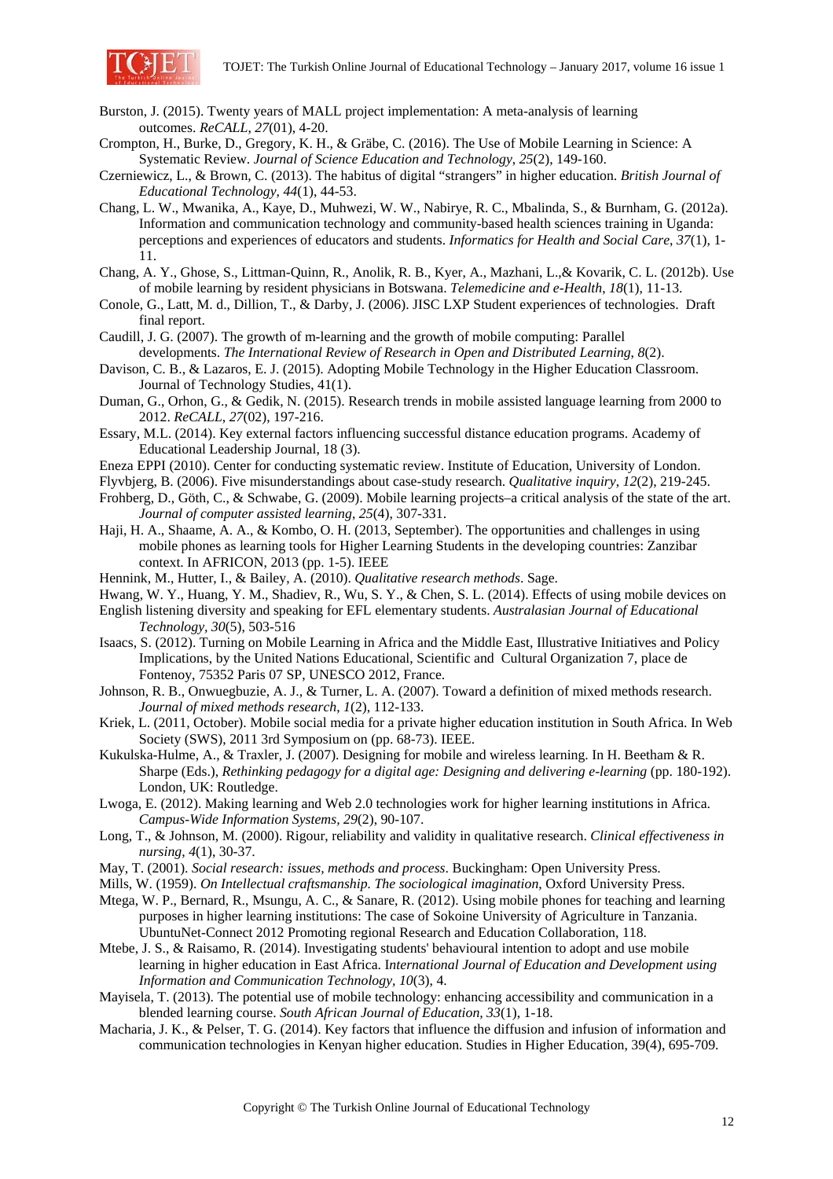Burston, J. (2015). Twenty years of MALL project implementation: A meta-analysis of learning outcomes. *ReCALL, 27*(01), 4-20.

Crompton, H., Burke, D., Gregory, K. H., & Gräbe, C. (2016). The Use of Mobile Learning in Science: A Systematic Review. *Journal of Science Education and Technology, 25*(2), 149-160.

Czerniewicz, L., & Brown, C. (2013). The habitus of digital "strangers" in higher education. *British Journal of Educational Technology, 44*(1), 44-53.

Chang, L. W., Mwanika, A., Kaye, D., Muhwezi, W. W., Nabirye, R. C., Mbalinda, S., & Burnham, G. (2012a). Information and communication technology and community-based health sciences training in Uganda: perceptions and experiences of educators and students. *Informatics for Health and Social Care, 37*(1), 1-11.

Chang, A. Y., Ghose, S., Littman-Quinn, R., Anolik, R. B., Kyer, A., Mazhani, L.,& Kovarik, C. L. (2012b). Use of mobile learning by resident physicians in Botswana. *Telemedicine and e-Health, 18*(1), 11-13.

Conole, G., Latt, M. d., Dillion, T., & Darby, J. (2006). JISC LXP Student experiences of technologies. Draft final report.

Caudill, J. G. (2007). The growth of m-learning and the growth of mobile computing: Parallel developments. *The International Review of Research in Open and Distributed Learning, 8*(2).

Davison, C. B., & Lazaros, E. J. (2015). Adopting Mobile Technology in the Higher Education Classroom. Journal of Technology Studies, 41(1).

Duman, G., Orhon, G., & Gedik, N. (2015). Research trends in mobile assisted language learning from 2000 to 2012. *ReCALL, 27*(02), 197-216.

Essary, M.L. (2014). Key external factors influencing successful distance education programs. Academy of Educational Leadership Journal, 18 (3).

Eneza EPPI (2010). Center for conducting systematic review. Institute of Education, University of London.

Flyvbjerg, B. (2006). Five misunderstandings about case-study research. *Qualitative inquiry, 12*(2), 219-245.

Frohberg, D., Göth, C., & Schwabe, G. (2009). Mobile learning projects–a critical analysis of the state of the art. *Journal of computer assisted learning, 25*(4), 307-331.

Haji, H. A., Shaame, A. A., & Kombo, O. H. (2013, September). The opportunities and challenges in using mobile phones as learning tools for Higher Learning Students in the developing countries: Zanzibar context. In AFRICON, 2013 (pp. 1-5). IEEE

Hennink, M., Hutter, I., & Bailey, A. (2010). *Qualitative research methods*. Sage.

Hwang, W. Y., Huang, Y. M., Shadiev, R., Wu, S. Y., & Chen, S. L. (2014). Effects of using mobile devices on English listening diversity and speaking for EFL elementary students. *Australasian Journal of Educational Technology, 30*(5), 503-516

Isaacs, S. (2012). Turning on Mobile Learning in Africa and the Middle East, Illustrative Initiatives and Policy Implications, by the United Nations Educational, Scientific and Cultural Organization 7, place de Fontenoy, 75352 Paris 07 SP, UNESCO 2012, France.

Johnson, R. B., Onwuegbuzie, A. J., & Turner, L. A. (2007). Toward a definition of mixed methods research. *Journal of mixed methods research, 1*(2), 112-133.

Kriek, L. (2011, October). Mobile social media for a private higher education institution in South Africa. In Web Society (SWS), 2011 3rd Symposium on (pp. 68-73). IEEE.

Kukulska-Hulme, A., & Traxler, J. (2007). Designing for mobile and wireless learning. In H. Beetham & R. Sharpe (Eds.), *Rethinking pedagogy for a digital age: Designing and delivering e-learning* (pp. 180-192). London, UK: Routledge.

Lwoga, E. (2012). Making learning and Web 2.0 technologies work for higher learning institutions in Africa. *Campus-Wide Information Systems, 29*(2), 90-107.

Long, T., & Johnson, M. (2000). Rigour, reliability and validity in qualitative research. *Clinical effectiveness in nursing, 4*(1), 30-37.

May, T. (2001). *Social research: issues, methods and process*. Buckingham: Open University Press.

Mills, W. (1959). *On Intellectual craftsmanship. The sociological imagination*, Oxford University Press.

Mtega, W. P., Bernard, R., Msungu, A. C., & Sanare, R. (2012). Using mobile phones for teaching and learning purposes in higher learning institutions: The case of Sokoine University of Agriculture in Tanzania. UbuntuNet-Connect 2012 Promoting regional Research and Education Collaboration, 118.

Mtebe, J. S., & Raisamo, R. (2014). Investigating students' behavioural intention to adopt and use mobile learning in higher education in East Africa. I*nternational Journal of Education and Development using Information and Communication Technology, 10*(3), 4.

Mayisela, T. (2013). The potential use of mobile technology: enhancing accessibility and communication in a blended learning course. *South African Journal of Education, 33*(1), 1-18.

Macharia, J. K., & Pelser, T. G. (2014). Key factors that influence the diffusion and infusion of information and communication technologies in Kenyan higher education. Studies in Higher Education, 39(4), 695-709.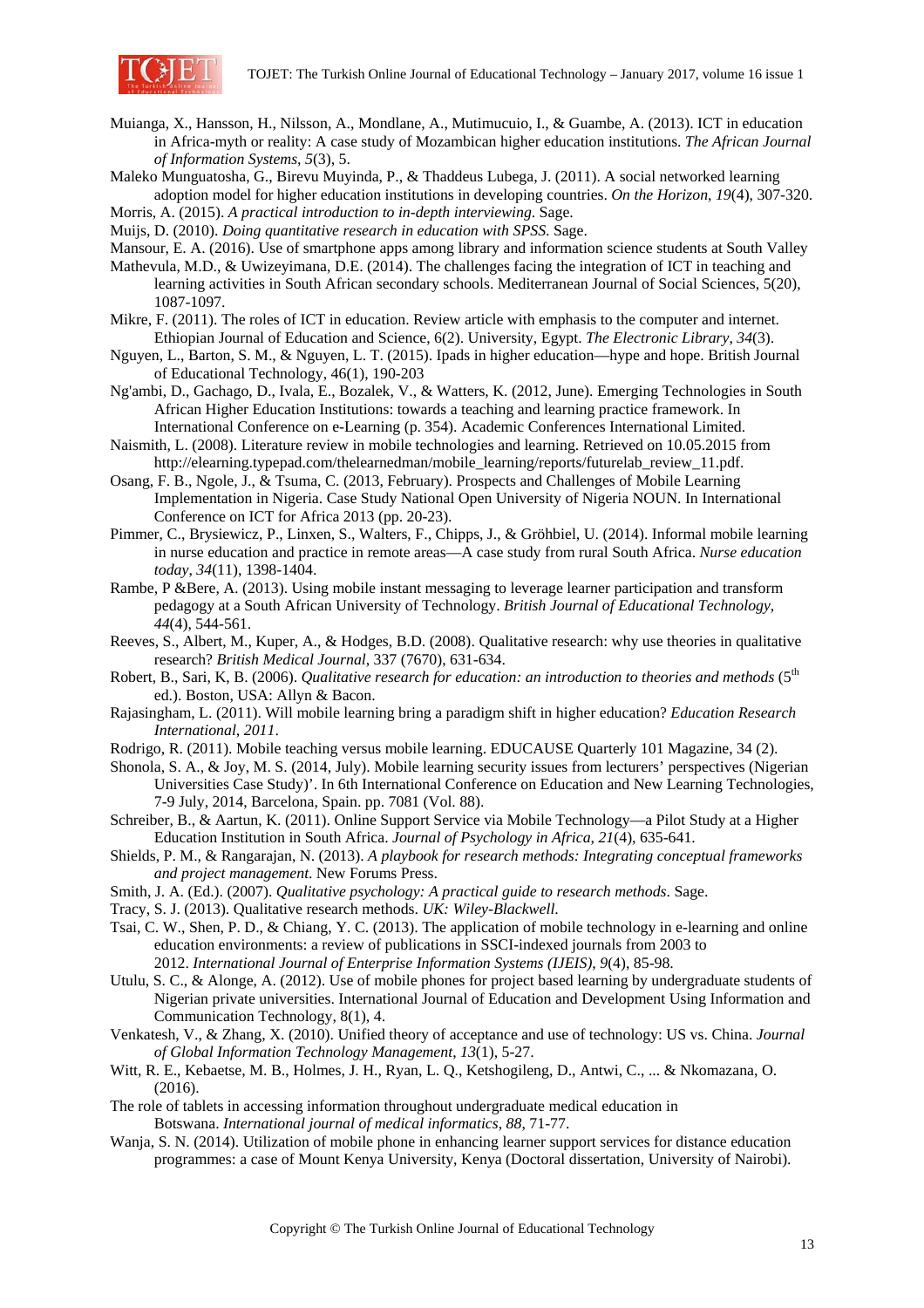Muianga, X., Hansson, H., Nilsson, A., Mondlane, A., Mutimucuio, I., & Guambe, A. (2013). ICT in education in Africa-myth or reality: A case study of Mozambican higher education institutions. *The African Journal of Information Systems, 5*(3), 5.

Maleko Munguatosha, G., Birevu Muyinda, P., & Thaddeus Lubega, J. (2011). A social networked learning adoption model for higher education institutions in developing countries. *On the Horizon, 19*(4), 307-320.

Morris, A. (2015). *A practical introduction to in-depth interviewing*. Sage.

Muijs, D. (2010). *Doing quantitative research in education with SPSS*. Sage.

Mansour, E. A. (2016). Use of smartphone apps among library and information science students at South Valley

Mathevula, M.D., & Uwizeyimana, D.E. (2014). The challenges facing the integration of ICT in teaching and learning activities in South African secondary schools. Mediterranean Journal of Social Sciences, 5(20), 1087-1097.

Mikre, F. (2011). The roles of ICT in education. Review article with emphasis to the computer and internet. Ethiopian Journal of Education and Science, 6(2). University, Egypt. *The Electronic Library, 34*(3).

Nguyen, L., Barton, S. M., & Nguyen, L. T. (2015). Ipads in higher education—hype and hope. British Journal of Educational Technology, 46(1), 190-203

Ng'ambi, D., Gachago, D., Ivala, E., Bozalek, V., & Watters, K. (2012, June). Emerging Technologies in South African Higher Education Institutions: towards a teaching and learning practice framework. In International Conference on e-Learning (p. 354). Academic Conferences International Limited.

Naismith, L. (2008). Literature review in mobile technologies and learning. Retrieved on 10.05.2015 from http://elearning.typepad.com/thelearnedman/mobile_learning/reports/futurelab_review_11.pdf.

Osang, F. B., Ngole, J., & Tsuma, C. (2013, February). Prospects and Challenges of Mobile Learning Implementation in Nigeria. Case Study National Open University of Nigeria NOUN. In International Conference on ICT for Africa 2013 (pp. 20-23).

Pimmer, C., Brysiewicz, P., Linxen, S., Walters, F., Chipps, J., & Gröhbiel, U. (2014). Informal mobile learning in nurse education and practice in remote areas—A case study from rural South Africa. *Nurse education today, 34*(11), 1398-1404.

Rambe, P &Bere, A. (2013). Using mobile instant messaging to leverage learner participation and transform pedagogy at a South African University of Technology. *British Journal of Educational Technology, 44*(4), 544-561.

Reeves, S., Albert, M., Kuper, A., & Hodges, B.D. (2008). Qualitative research: why use theories in qualitative research? *British Medical Journal*, 337 (7670), 631-634.

Robert, B., Sari, K, B. (2006). *Qualitative research for education: an introduction to theories and methods* (5th ed.). Boston, USA: Allyn & Bacon.

Rajasingham, L. (2011). Will mobile learning bring a paradigm shift in higher education? *Education Research International, 2011*.

Rodrigo, R. (2011). Mobile teaching versus mobile learning. EDUCAUSE Quarterly 101 Magazine, 34 (2).

Shonola, S. A., & Joy, M. S. (2014, July). Mobile learning security issues from lecturers' perspectives (Nigerian Universities Case Study)'. In 6th International Conference on Education and New Learning Technologies, 7-9 July, 2014, Barcelona, Spain. pp. 7081 (Vol. 88).

Schreiber, B., & Aartun, K. (2011). Online Support Service via Mobile Technology—a Pilot Study at a Higher Education Institution in South Africa. *Journal of Psychology in Africa, 21*(4), 635-641.

Shields, P. M., & Rangarajan, N. (2013). *A playbook for research methods: Integrating conceptual frameworks and project management*. New Forums Press.

Smith, J. A. (Ed.). (2007). *Qualitative psychology: A practical guide to research methods*. Sage.

Tracy, S. J. (2013). Qualitative research methods. *UK: Wiley-Blackwell*.

Tsai, C. W., Shen, P. D., & Chiang, Y. C. (2013). The application of mobile technology in e-learning and online education environments: a review of publications in SSCI-indexed journals from 2003 to 2012. *International Journal of Enterprise Information Systems (IJEIS), 9*(4), 85-98.

Utulu, S. C., & Alonge, A. (2012). Use of mobile phones for project based learning by undergraduate students of Nigerian private universities. International Journal of Education and Development Using Information and Communication Technology, 8(1), 4.

Venkatesh, V., & Zhang, X. (2010). Unified theory of acceptance and use of technology: US vs. China. *Journal of Global Information Technology Management, 13*(1), 5-27.

Witt, R. E., Kebaetse, M. B., Holmes, J. H., Ryan, L. Q., Ketshogileng, D., Antwi, C., ... & Nkomazana, O. (2016).

The role of tablets in accessing information throughout undergraduate medical education in Botswana. *International journal of medical informatics, 88*, 71-77.

Wanja, S. N. (2014). Utilization of mobile phone in enhancing learner support services for distance education programmes: a case of Mount Kenya University, Kenya (Doctoral dissertation, University of Nairobi).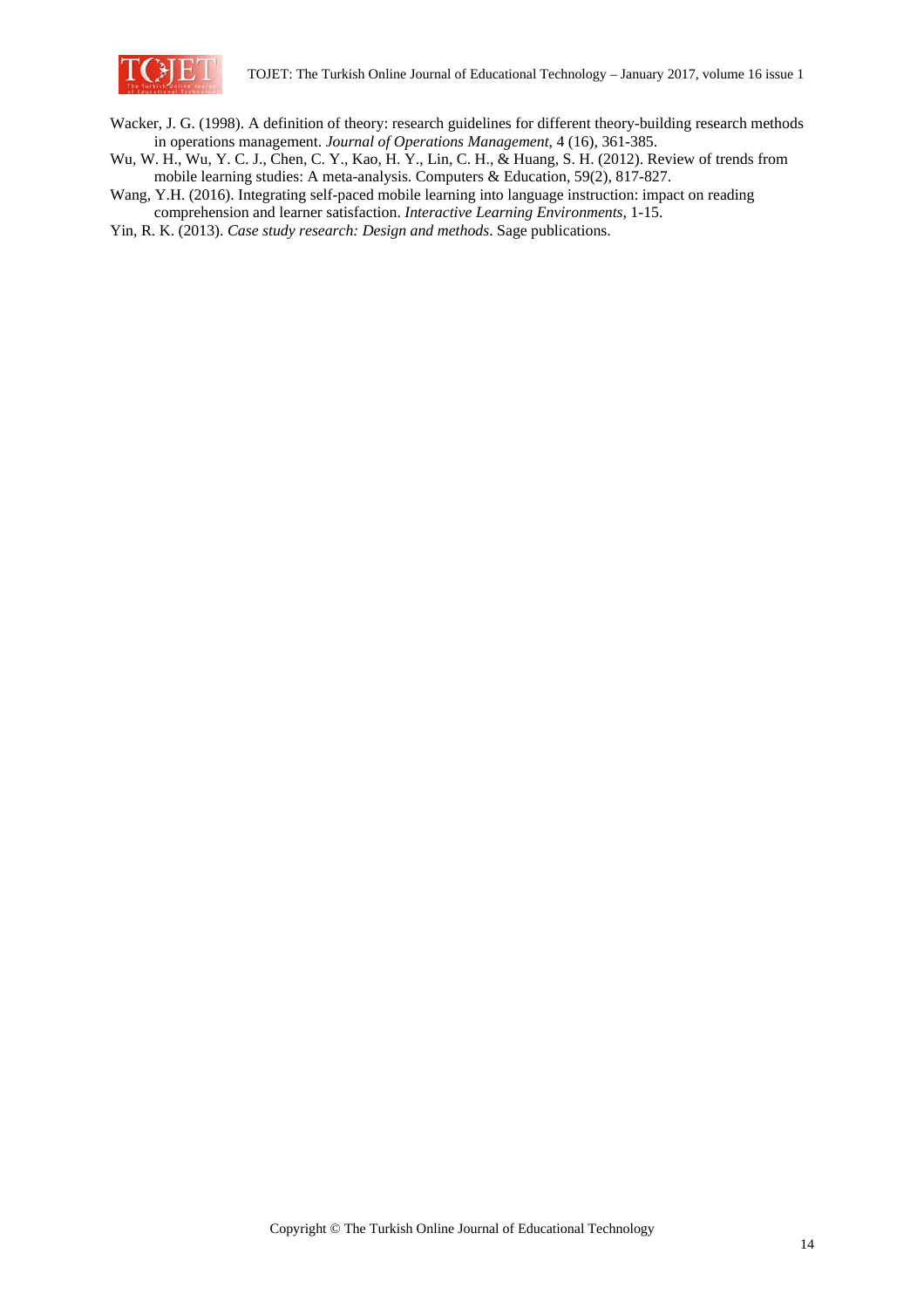Wacker, J. G. (1998). A definition of theory: research guidelines for different theory-building research methods in operations management. *Journal of Operations Management*, 4 (16), 361-385.

Wu, W. H., Wu, Y. C. J., Chen, C. Y., Kao, H. Y., Lin, C. H., & Huang, S. H. (2012). Review of trends from mobile learning studies: A meta-analysis. Computers & Education, 59(2), 817-827.

Wang, Y.H. (2016). Integrating self-paced mobile learning into language instruction: impact on reading comprehension and learner satisfaction. *Interactive Learning Environments*, 1-15.

Yin, R. K. (2013). *Case study research: Design and methods*. Sage publications.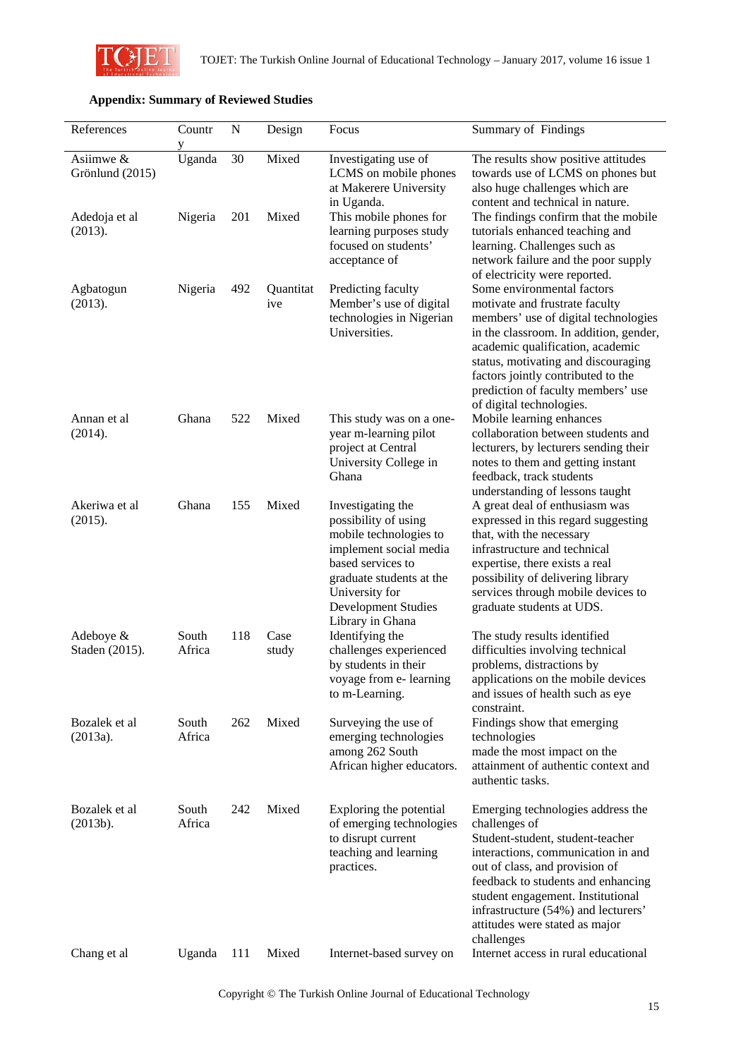**Appendix: Summary of Reviewed Studies**

| References | Country | N | Design | Focus | Summary of Findings |
|---|---|---|---|---|---|
| Asiimwe & Grönlund (2015) | Uganda | 30 | Mixed | Investigating use of LCMS on mobile phones at Makerere University in Uganda. | The results show positive attitudes towards use of LCMS on phones but also huge challenges which are content and technical in nature. |
| Adedoja et al (2013). | Nigeria | 201 | Mixed | This mobile phones for learning purposes study focused on students' acceptance of | The findings confirm that the mobile tutorials enhanced teaching and learning. Challenges such as network failure and the poor supply of electricity were reported. |
| Agbatogun (2013). | Nigeria | 492 | Quantitative | Predicting faculty Member's use of digital technologies in Nigerian Universities. | Some environmental factors motivate and frustrate faculty members' use of digital technologies in the classroom. In addition, gender, academic qualification, academic status, motivating and discouraging factors jointly contributed to the prediction of faculty members' use of digital technologies. |
| Annan et al (2014). | Ghana | 522 | Mixed | This study was on a one-year m-learning pilot project at Central University College in Ghana | Mobile learning enhances collaboration between students and lecturers, by lecturers sending their notes to them and getting instant feedback, track students understanding of lessons taught |
| Akeriwa et al (2015). | Ghana | 155 | Mixed | Investigating the possibility of using mobile technologies to implement social media based services to graduate students at the University for Development Studies Library in Ghana | A great deal of enthusiasm was expressed in this regard suggesting that, with the necessary infrastructure and technical expertise, there exists a real possibility of delivering library services through mobile devices to graduate students at UDS. |
| Adeboye & Staden (2015). | South Africa | 118 | Case study | Identifying the challenges experienced by students in their voyage from e- learning to m-Learning. | The study results identified difficulties involving technical problems, distractions by applications on the mobile devices and issues of health such as eye constraint. |
| Bozalek et al (2013a). | South Africa | 262 | Mixed | Surveying the use of emerging technologies among 262 South African higher educators. | Findings show that emerging technologies made the most impact on the attainment of authentic context and authentic tasks. |
| Bozalek et al (2013b). | South Africa | 242 | Mixed | Exploring the potential of emerging technologies to disrupt current teaching and learning practices. | Emerging technologies address the challenges of Student-student, student-teacher interactions, communication in and out of class, and provision of feedback to students and enhancing student engagement. Institutional infrastructure (54%) and lecturers' attitudes were stated as major challenges |
| Chang et al | Uganda | 111 | Mixed | Internet-based survey on | Internet access in rural educational |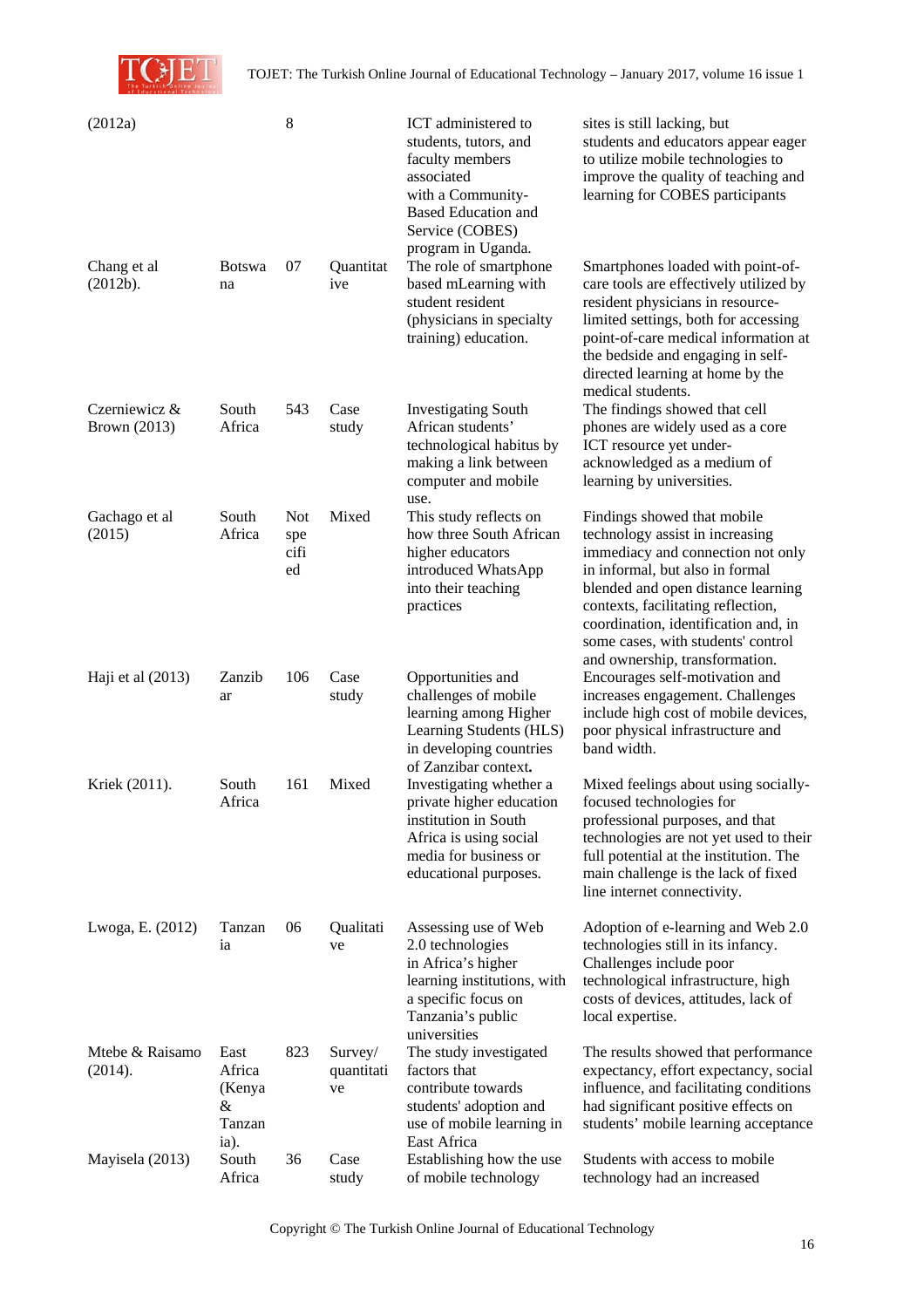| (2012a) | | 8 | | ICT administered to students, tutors, and faculty members associated with a Community-Based Education and Service (COBES) program in Uganda. | sites is still lacking, but students and educators appear eager to utilize mobile technologies to improve the quality of teaching and learning for COBES participants |
|---|---|---|---|---|---|
| Chang et al (2012b). | Botswana | 07 | Quantitative | The role of smartphone based mLearning with student resident (physicians in specialty training) education. | Smartphones loaded with point-of-care tools are effectively utilized by resident physicians in resource-limited settings, both for accessing point-of-care medical information at the bedside and engaging in self-directed learning at home by the medical students. |
| Czerniewicz & Brown (2013) | South Africa | 543 | Case study | Investigating South African students' technological habitus by making a link between computer and mobile use. | The findings showed that cell phones are widely used as a core ICT resource yet under-acknowledged as a medium of learning by universities. |
| Gachago et al (2015) | South Africa | Not specified | Mixed | This study reflects on how three South African higher educators introduced WhatsApp into their teaching practices | Findings showed that mobile technology assist in increasing immediacy and connection not only in informal, but also in formal blended and open distance learning contexts, facilitating reflection, coordination, identification and, in some cases, with students' control and ownership, transformation. |
| Haji et al (2013) | Zanzibar | 106 | Case study | Opportunities and challenges of mobile learning among Higher Learning Students (HLS) in developing countries of Zanzibar context**.** | Encourages self-motivation and increases engagement. Challenges include high cost of mobile devices, poor physical infrastructure and band width. |
| Kriek (2011). | South Africa | 161 | Mixed | Investigating whether a private higher education institution in South Africa is using social media for business or educational purposes. | Mixed feelings about using socially-focused technologies for professional purposes, and that technologies are not yet used to their full potential at the institution. The main challenge is the lack of fixed line internet connectivity. |
| Lwoga, E. (2012) | Tanzania | 06 | Qualitative | Assessing use of Web 2.0 technologies in Africa's higher learning institutions, with a specific focus on Tanzania's public universities | Adoption of e-learning and Web 2.0 technologies still in its infancy. Challenges include poor technological infrastructure, high costs of devices, attitudes, lack of local expertise. |
| Mtebe & Raisamo (2014). | East Africa (Kenya & Tanzania). | 823 | Survey/ quantitative | The study investigated factors that contribute towards students' adoption and use of mobile learning in East Africa | The results showed that performance expectancy, effort expectancy, social influence, and facilitating conditions had significant positive effects on students' mobile learning acceptance |
| Mayisela (2013) | South Africa | 36 | Case study | Establishing how the use of mobile technology | Students with access to mobile technology had an increased |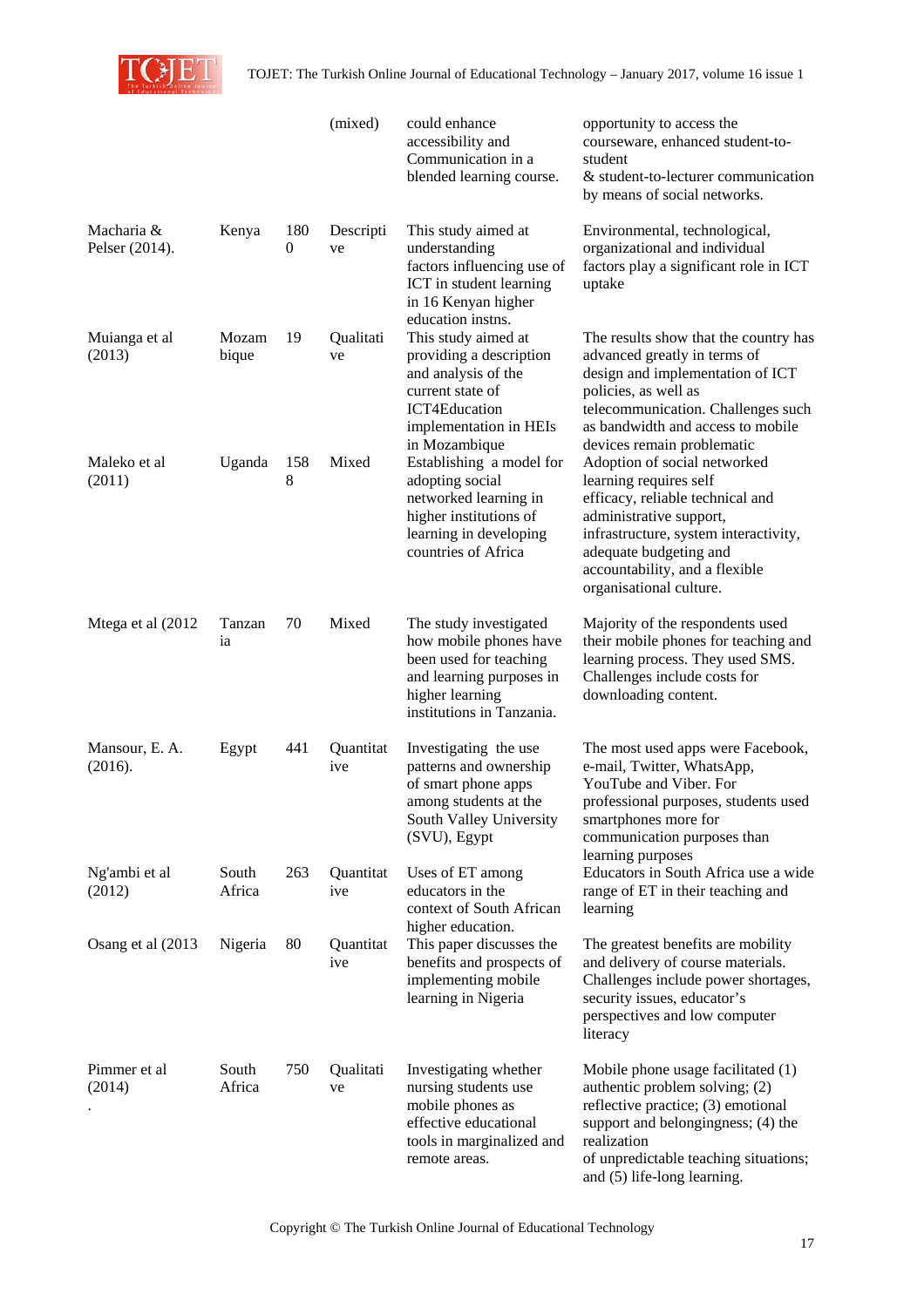| | | | (mixed) | could enhance accessibility and Communication in a blended learning course. | opportunity to access the courseware, enhanced student-to-student & student-to-lecturer communication by means of social networks. |
|---|---|---|---|---|---|
| Macharia & Pelser (2014). | Kenya | 1800 | Descriptive | This study aimed at understanding factors influencing use of ICT in student learning in 16 Kenyan higher education instns. | Environmental, technological, organizational and individual factors play a significant role in ICT uptake |
| Muianga et al (2013) | Mozambique | 19 | Qualitative | This study aimed at providing a description and analysis of the current state of ICT4Education implementation in HEIs in Mozambique | The results show that the country has advanced greatly in terms of design and implementation of ICT policies, as well as telecommunication. Challenges such as bandwidth and access to mobile devices remain problematic |
| Maleko et al (2011) | Uganda | 1588 | Mixed | Establishing a model for adopting social networked learning in higher institutions of learning in developing countries of Africa | Adoption of social networked learning requires self efficacy, reliable technical and administrative support, infrastructure, system interactivity, adequate budgeting and accountability, and a flexible organisational culture. |
| Mtega et al (2012 | Tanzania | 70 | Mixed | The study investigated how mobile phones have been used for teaching and learning purposes in higher learning institutions in Tanzania. | Majority of the respondents used their mobile phones for teaching and learning process. They used SMS. Challenges include costs for downloading content. |
| Mansour, E. A. (2016). | Egypt | 441 | Quantitative | Investigating the use patterns and ownership of smart phone apps among students at the South Valley University (SVU), Egypt | The most used apps were Facebook, e-mail, Twitter, WhatsApp, YouTube and Viber. For professional purposes, students used smartphones more for communication purposes than learning purposes |
| Ng'ambi et al (2012) | South Africa | 263 | Quantitative | Uses of ET among educators in the context of South African higher education. | Educators in South Africa use a wide range of ET in their teaching and learning |
| Osang et al (2013 | Nigeria | 80 | Quantitative | This paper discusses the benefits and prospects of implementing mobile learning in Nigeria | The greatest benefits are mobility and delivery of course materials. Challenges include power shortages, security issues, educator's perspectives and low computer literacy |
| Pimmer et al (2014) . | South Africa | 750 | Qualitative | Investigating whether nursing students use mobile phones as effective educational tools in marginalized and remote areas. | Mobile phone usage facilitated (1) authentic problem solving; (2) reflective practice; (3) emotional support and belongingness; (4) the realization of unpredictable teaching situations; and (5) life-long learning. |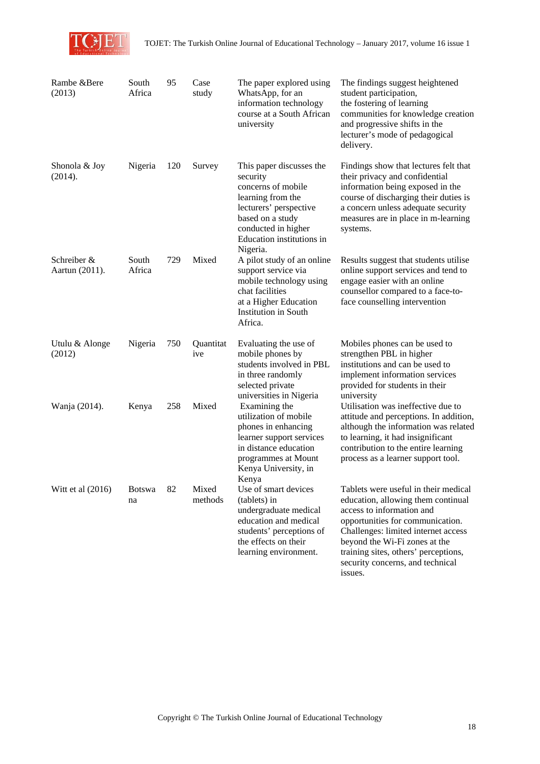| | | | | | |
|---|---|---|---|---|---|
| Rambe &Bere (2013) | South Africa | 95 | Case study | The paper explored using WhatsApp, for an information technology course at a South African university | The findings suggest heightened student participation, the fostering of learning communities for knowledge creation and progressive shifts in the lecturer's mode of pedagogical delivery. |
| Shonola & Joy (2014). | Nigeria | 120 | Survey | This paper discusses the security concerns of mobile learning from the lecturers' perspective based on a study conducted in higher Education institutions in Nigeria. | Findings show that lectures felt that their privacy and confidential information being exposed in the course of discharging their duties is a concern unless adequate security measures are in place in m-learning systems. |
| Schreiber & Aartun (2011). | South Africa | 729 | Mixed | A pilot study of an online support service via mobile technology using chat facilities at a Higher Education Institution in South Africa. | Results suggest that students utilise online support services and tend to engage easier with an online counsellor compared to a face-to-face counselling intervention |
| Utulu & Alonge (2012) | Nigeria | 750 | Quantitative | Evaluating the use of mobile phones by students involved in PBL in three randomly selected private universities in Nigeria | Mobiles phones can be used to strengthen PBL in higher institutions and can be used to implement information services provided for students in their university |
| Wanja (2014). | Kenya | 258 | Mixed | Examining the utilization of mobile phones in enhancing learner support services in distance education programmes at Mount Kenya University, in Kenya | Utilisation was ineffective due to attitude and perceptions. In addition, although the information was related to learning, it had insignificant contribution to the entire learning process as a learner support tool. |
| Witt et al (2016) | Botswana | 82 | Mixed methods | Use of smart devices (tablets) in undergraduate medical education and medical students' perceptions of the effects on their learning environment. | Tablets were useful in their medical education, allowing them continual access to information and opportunities for communication. Challenges: limited internet access beyond the Wi-Fi zones at the training sites, others' perceptions, security concerns, and technical issues. |